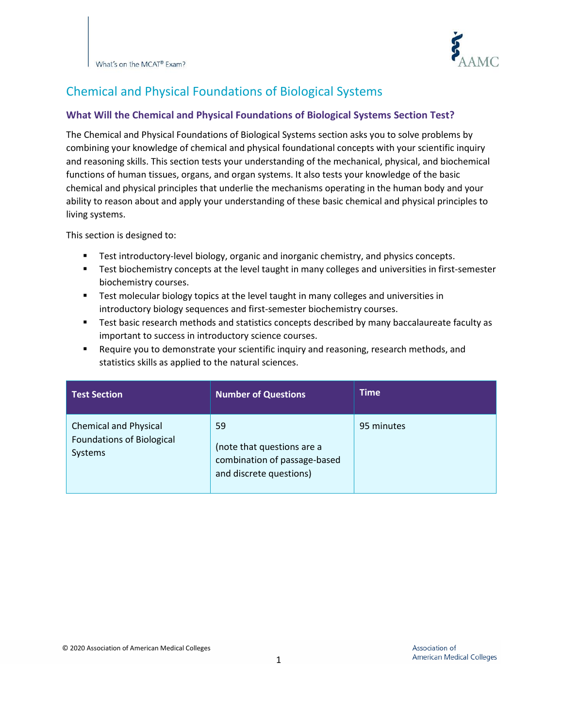# Chemical and Physical Foundations of Biological Systems

## What Will the Chemical and Physical Foundations of Biological Systems Section Test?

The Chemical and Physical Foundations of Biological Systems section asks you to solve problems by combining your knowledge of chemical and physical foundational concepts with your scientific inquiry and reasoning skills. This section tests your understanding of the mechanical, physical, and biochemical functions of human tissues, organs, and organ systems. It also tests your knowledge of the basic chemical and physical principles that underlie the mechanisms operating in the human body and your ability to reason about and apply your understanding of these basic chemical and physical principles to living systems.

This section is designed to:

- Test introductory-level biology, organic and inorganic chemistry, and physics concepts.
- Test biochemistry concepts at the level taught in many colleges and universities in first-semester biochemistry courses.
- Test molecular biology topics at the level taught in many colleges and universities in introductory biology sequences and first-semester biochemistry courses.
- Test basic research methods and statistics concepts described by many baccalaureate faculty as important to success in introductory science courses.
- Require you to demonstrate your scientific inquiry and reasoning, research methods, and statistics skills as applied to the natural sciences.

| Test Section | Number of Questions | Time |
|---|---|---|
| Chemical and Physical Foundations of Biological Systems | 59 (note that questions are a combination of passage-based and discrete questions) | 95 minutes |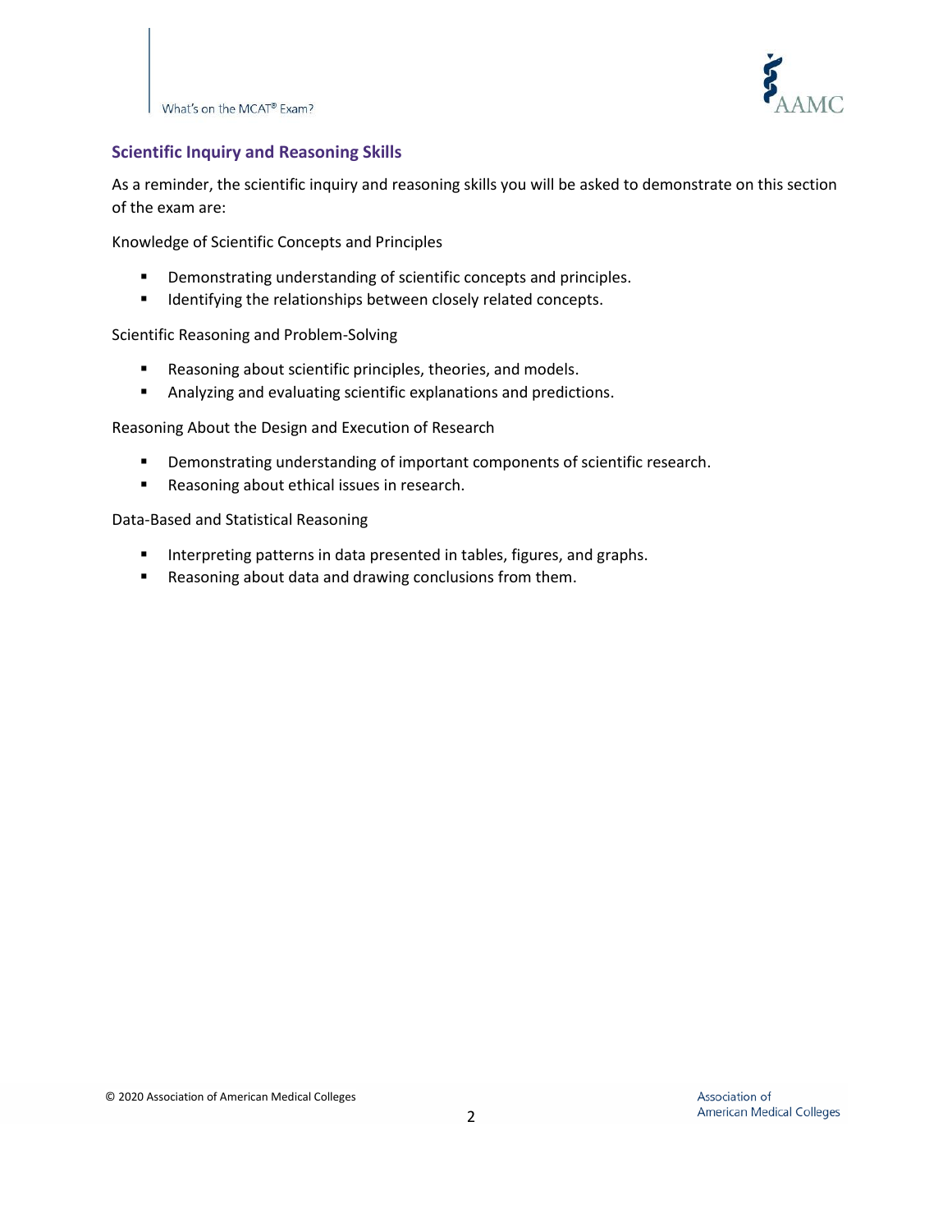## Scientific Inquiry and Reasoning Skills

As a reminder, the scientific inquiry and reasoning skills you will be asked to demonstrate on this section of the exam are:

Knowledge of Scientific Concepts and Principles

- Demonstrating understanding of scientific concepts and principles.
- Identifying the relationships between closely related concepts.

Scientific Reasoning and Problem-Solving

- Reasoning about scientific principles, theories, and models.
- Analyzing and evaluating scientific explanations and predictions.

Reasoning About the Design and Execution of Research

- Demonstrating understanding of important components of scientific research.
- Reasoning about ethical issues in research.

Data-Based and Statistical Reasoning

- Interpreting patterns in data presented in tables, figures, and graphs.
- Reasoning about data and drawing conclusions from them.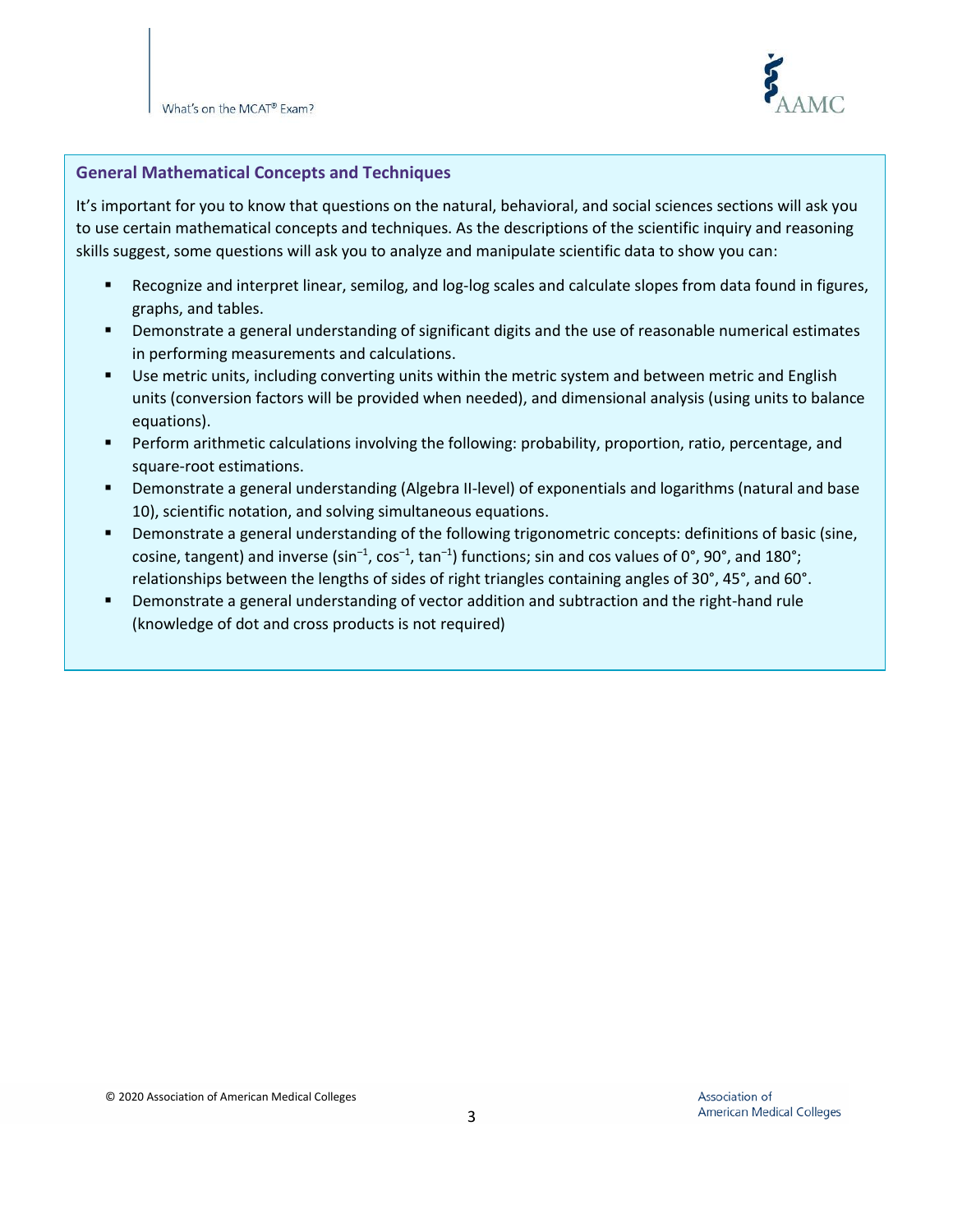## General Mathematical Concepts and Techniques

It's important for you to know that questions on the natural, behavioral, and social sciences sections will ask you to use certain mathematical concepts and techniques. As the descriptions of the scientific inquiry and reasoning skills suggest, some questions will ask you to analyze and manipulate scientific data to show you can:

- Recognize and interpret linear, semilog, and log-log scales and calculate slopes from data found in figures, graphs, and tables.
- Demonstrate a general understanding of significant digits and the use of reasonable numerical estimates in performing measurements and calculations.
- Use metric units, including converting units within the metric system and between metric and English units (conversion factors will be provided when needed), and dimensional analysis (using units to balance equations).
- Perform arithmetic calculations involving the following: probability, proportion, ratio, percentage, and square-root estimations.
- Demonstrate a general understanding (Algebra II-level) of exponentials and logarithms (natural and base 10), scientific notation, and solving simultaneous equations.
- Demonstrate a general understanding of the following trigonometric concepts: definitions of basic (sine, cosine, tangent) and inverse ($\sin^{-1}$, $\cos^{-1}$, $\tan^{-1}$) functions; sin and cos values of 0°, 90°, and 180°; relationships between the lengths of sides of right triangles containing angles of 30°, 45°, and 60°.
- Demonstrate a general understanding of vector addition and subtraction and the right-hand rule (knowledge of dot and cross products is not required)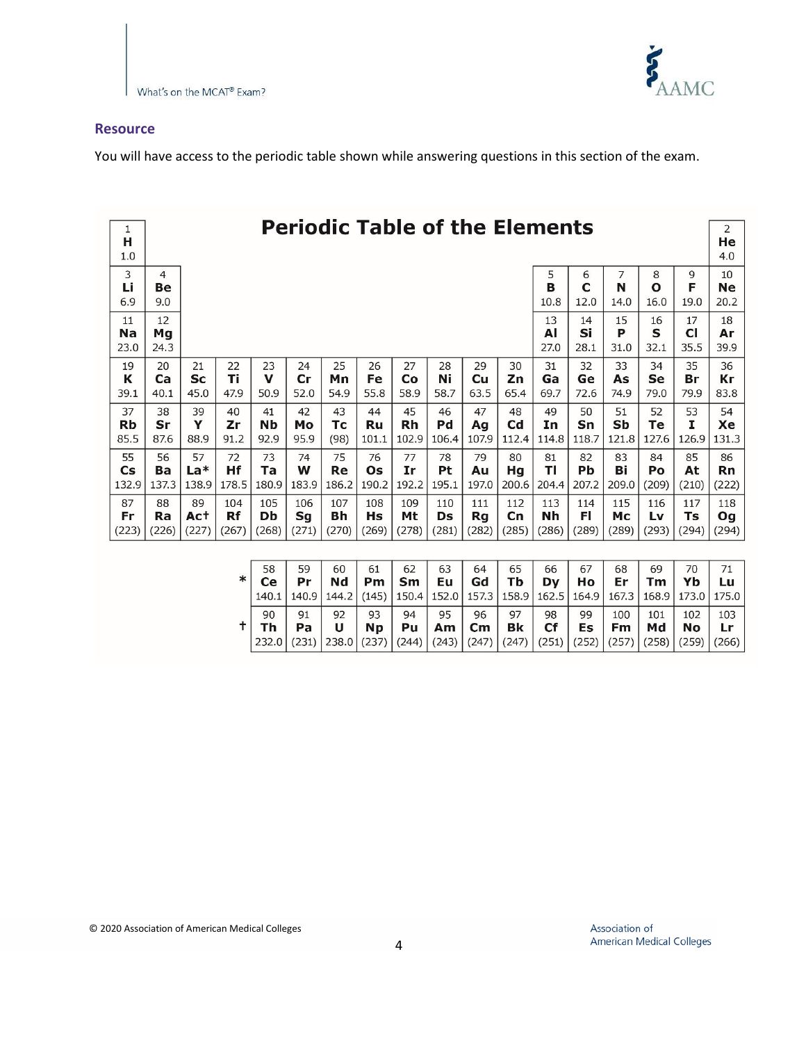## Resource

You will have access to the periodic table shown while answering questions in this section of the exam.

# Periodic Table of the Elements

| | | | | | | | | | | | | | | | | | |
|---|---|---|---|---|---|---|---|---|---|---|---|---|---|---|---|---|---|
| 1 **H** 1.0 | | | | | | | | | | | | | | | | | 2 **He** 4.0 |
| 3 **Li** 6.9 | 4 **Be** 9.0 | | | | | | | | | | | 5 **B** 10.8 | 6 **C** 12.0 | 7 **N** 14.0 | 8 **O** 16.0 | 9 **F** 19.0 | 10 **Ne** 20.2 |
| 11 **Na** 23.0 | 12 **Mg** 24.3 | | | | | | | | | | | 13 **Al** 27.0 | 14 **Si** 28.1 | 15 **P** 31.0 | 16 **S** 32.1 | 17 **Cl** 35.5 | 18 **Ar** 39.9 |
| 19 **K** 39.1 | 20 **Ca** 40.1 | 21 **Sc** 45.0 | 22 **Ti** 47.9 | 23 **V** 50.9 | 24 **Cr** 52.0 | 25 **Mn** 54.9 | 26 **Fe** 55.8 | 27 **Co** 58.9 | 28 **Ni** 58.7 | 29 **Cu** 63.5 | 30 **Zn** 65.4 | 31 **Ga** 69.7 | 32 **Ge** 72.6 | 33 **As** 74.9 | 34 **Se** 79.0 | 35 **Br** 79.9 | 36 **Kr** 83.8 |
| 37 **Rb** 85.5 | 38 **Sr** 87.6 | 39 **Y** 88.9 | 40 **Zr** 91.2 | 41 **Nb** 92.9 | 42 **Mo** 95.9 | 43 **Tc** (98) | 44 **Ru** 101.1 | 45 **Rh** 102.9 | 46 **Pd** 106.4 | 47 **Ag** 107.9 | 48 **Cd** 112.4 | 49 **In** 114.8 | 50 **Sn** 118.7 | 51 **Sb** 121.8 | 52 **Te** 127.6 | 53 **I** 126.9 | 54 **Xe** 131.3 |
| 55 **Cs** 132.9 | 56 **Ba** 137.3 | 57 **La*** 138.9 | 72 **Hf** 178.5 | 73 **Ta** 180.9 | 74 **W** 183.9 | 75 **Re** 186.2 | 76 **Os** 190.2 | 77 **Ir** 192.2 | 78 **Pt** 195.1 | 79 **Au** 197.0 | 80 **Hg** 200.6 | 81 **Tl** 204.4 | 82 **Pb** 207.2 | 83 **Bi** 209.0 | 84 **Po** (209) | 85 **At** (210) | 86 **Rn** (222) |
| 87 **Fr** (223) | 88 **Ra** (226) | 89 **Ac†** (227) | 104 **Rf** (267) | 105 **Db** (268) | 106 **Sg** (271) | 107 **Bh** (270) | 108 **Hs** (269) | 109 **Mt** (278) | 110 **Ds** (281) | 111 **Rg** (282) | 112 **Cn** (285) | 113 **Nh** (286) | 114 **Fl** (289) | 115 **Mc** (289) | 116 **Lv** (293) | 117 **Ts** (294) | 118 **Og** (294) |

| | | | | | | | | | | | | | | |
|---|---|---|---|---|---|---|---|---|---|---|---|---|---|---|
| * | 58 **Ce** 140.1 | 59 **Pr** 140.9 | 60 **Nd** 144.2 | 61 **Pm** (145) | 62 **Sm** 150.4 | 63 **Eu** 152.0 | 64 **Gd** 157.3 | 65 **Tb** 158.9 | 66 **Dy** 162.5 | 67 **Ho** 164.9 | 68 **Er** 167.3 | 69 **Tm** 168.9 | 70 **Yb** 173.0 | 71 **Lu** 175.0 |
| † | 90 **Th** 232.0 | 91 **Pa** (231) | 92 **U** 238.0 | 93 **Np** (237) | 94 **Pu** (244) | 95 **Am** (243) | 96 **Cm** (247) | 97 **Bk** (247) | 98 **Cf** (251) | 99 **Es** (252) | 100 **Fm** (257) | 101 **Md** (258) | 102 **No** (259) | 103 **Lr** (266) |

© 2020 Association of American Medical Colleges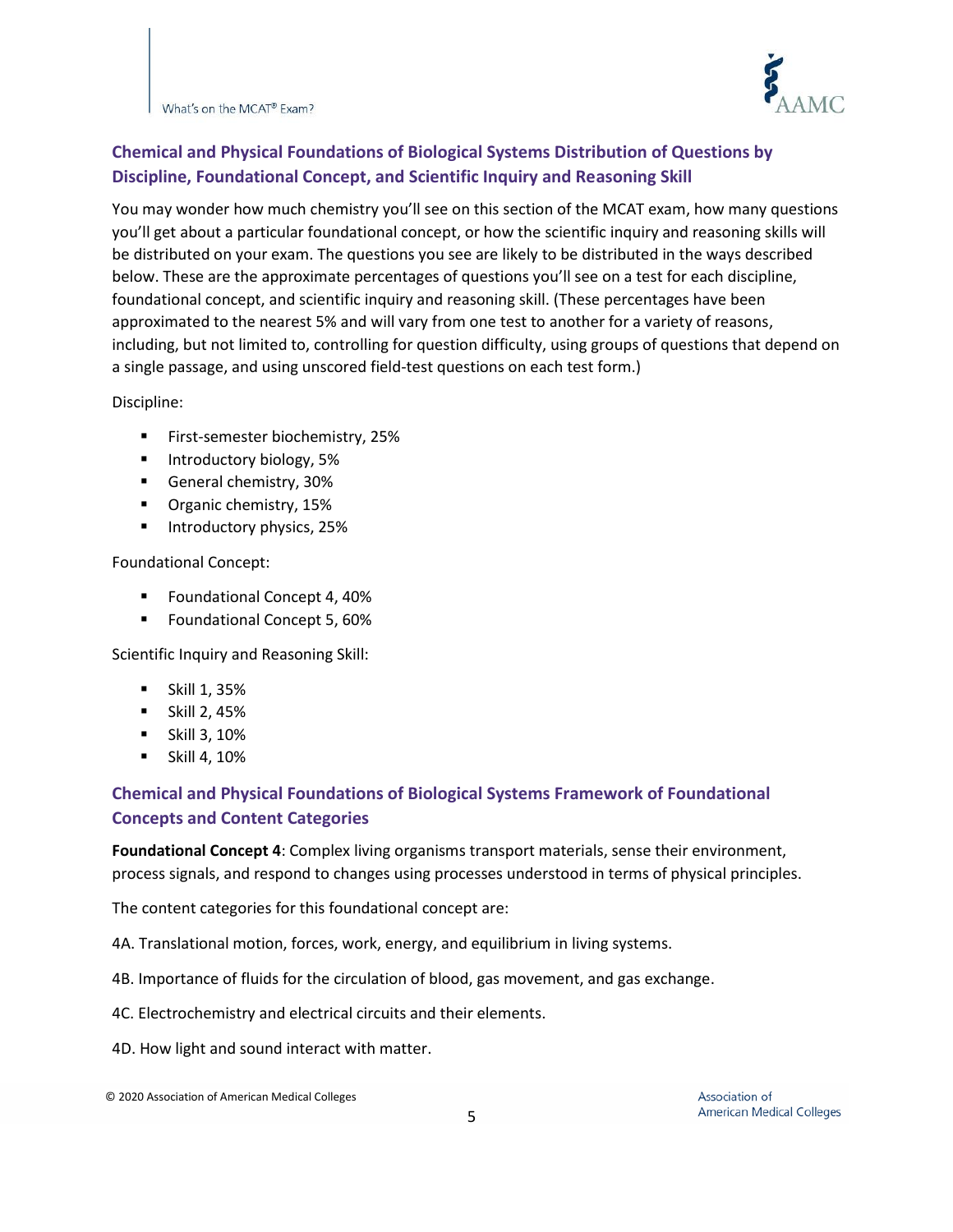## Chemical and Physical Foundations of Biological Systems Distribution of Questions by Discipline, Foundational Concept, and Scientific Inquiry and Reasoning Skill

You may wonder how much chemistry you'll see on this section of the MCAT exam, how many questions you'll get about a particular foundational concept, or how the scientific inquiry and reasoning skills will be distributed on your exam. The questions you see are likely to be distributed in the ways described below. These are the approximate percentages of questions you'll see on a test for each discipline, foundational concept, and scientific inquiry and reasoning skill. (These percentages have been approximated to the nearest 5% and will vary from one test to another for a variety of reasons, including, but not limited to, controlling for question difficulty, using groups of questions that depend on a single passage, and using unscored field-test questions on each test form.)

Discipline:

- First-semester biochemistry, 25%
- Introductory biology, 5%
- General chemistry, 30%
- Organic chemistry, 15%
- Introductory physics, 25%

Foundational Concept:

- Foundational Concept 4, 40%
- Foundational Concept 5, 60%

Scientific Inquiry and Reasoning Skill:

- Skill 1, 35%
- Skill 2, 45%
- Skill 3, 10%
- Skill 4, 10%

## Chemical and Physical Foundations of Biological Systems Framework of Foundational Concepts and Content Categories

**Foundational Concept 4**: Complex living organisms transport materials, sense their environment, process signals, and respond to changes using processes understood in terms of physical principles.

The content categories for this foundational concept are:

4A. Translational motion, forces, work, energy, and equilibrium in living systems.

4B. Importance of fluids for the circulation of blood, gas movement, and gas exchange.

4C. Electrochemistry and electrical circuits and their elements.

4D. How light and sound interact with matter.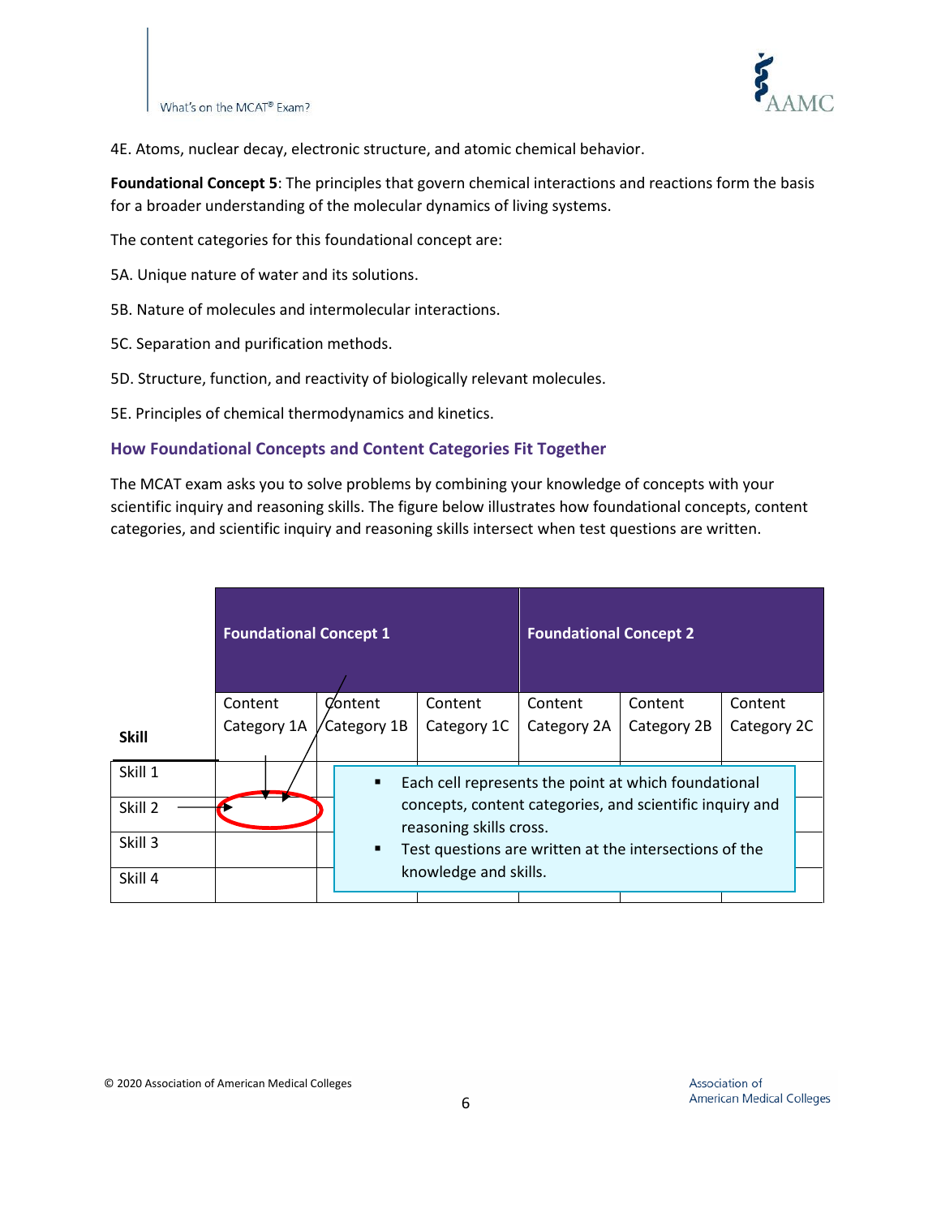4E. Atoms, nuclear decay, electronic structure, and atomic chemical behavior.

**Foundational Concept 5**: The principles that govern chemical interactions and reactions form the basis for a broader understanding of the molecular dynamics of living systems.

The content categories for this foundational concept are:

5A. Unique nature of water and its solutions.

5B. Nature of molecules and intermolecular interactions.

5C. Separation and purification methods.

5D. Structure, function, and reactivity of biologically relevant molecules.

5E. Principles of chemical thermodynamics and kinetics.

## How Foundational Concepts and Content Categories Fit Together

The MCAT exam asks you to solve problems by combining your knowledge of concepts with your scientific inquiry and reasoning skills. The figure below illustrates how foundational concepts, content categories, and scientific inquiry and reasoning skills intersect when test questions are written.

| | Foundational Concept 1 | | | Foundational Concept 2 | | |
|---|---|---|---|---|---|---|
| **Skill** | Content Category 1A | Content Category 1B | Content Category 1C | Content Category 2A | Content Category 2B | Content Category 2C |
| Skill 1 | | | | | | |
| Skill 2 | | | | | | |
| Skill 3 | | | | | | |
| Skill 4 | | | | | | |

- Each cell represents the point at which foundational concepts, content categories, and scientific inquiry and reasoning skills cross.
- Test questions are written at the intersections of the knowledge and skills.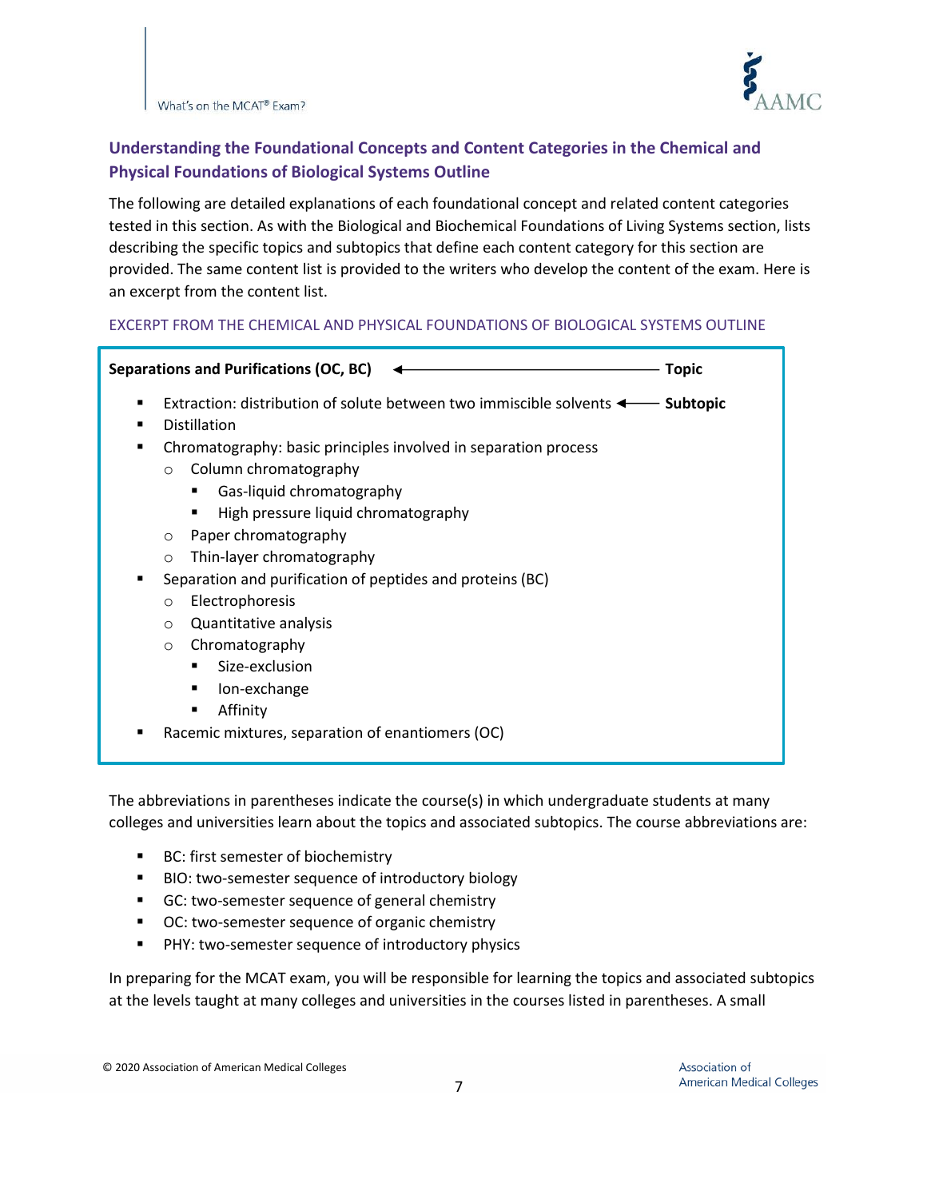## Understanding the Foundational Concepts and Content Categories in the Chemical and Physical Foundations of Biological Systems Outline

The following are detailed explanations of each foundational concept and related content categories tested in this section. As with the Biological and Biochemical Foundations of Living Systems section, lists describing the specific topics and subtopics that define each content category for this section are provided. The same content list is provided to the writers who develop the content of the exam. Here is an excerpt from the content list.

EXCERPT FROM THE CHEMICAL AND PHYSICAL FOUNDATIONS OF BIOLOGICAL SYSTEMS OUTLINE

**Separations and Purifications (OC, BC)** ◄———————————— **Topic**

- Extraction: distribution of solute between two immiscible solvents ◄—— **Subtopic**
- Distillation
- Chromatography: basic principles involved in separation process
  - Column chromatography
    - Gas-liquid chromatography
    - High pressure liquid chromatography
  - Paper chromatography
  - Thin-layer chromatography
- Separation and purification of peptides and proteins (BC)
  - Electrophoresis
  - Quantitative analysis
  - Chromatography
    - Size-exclusion
    - Ion-exchange
    - Affinity
- Racemic mixtures, separation of enantiomers (OC)

The abbreviations in parentheses indicate the course(s) in which undergraduate students at many colleges and universities learn about the topics and associated subtopics. The course abbreviations are:

- BC: first semester of biochemistry
- BIO: two-semester sequence of introductory biology
- GC: two-semester sequence of general chemistry
- OC: two-semester sequence of organic chemistry
- PHY: two-semester sequence of introductory physics

In preparing for the MCAT exam, you will be responsible for learning the topics and associated subtopics at the levels taught at many colleges and universities in the courses listed in parentheses. A small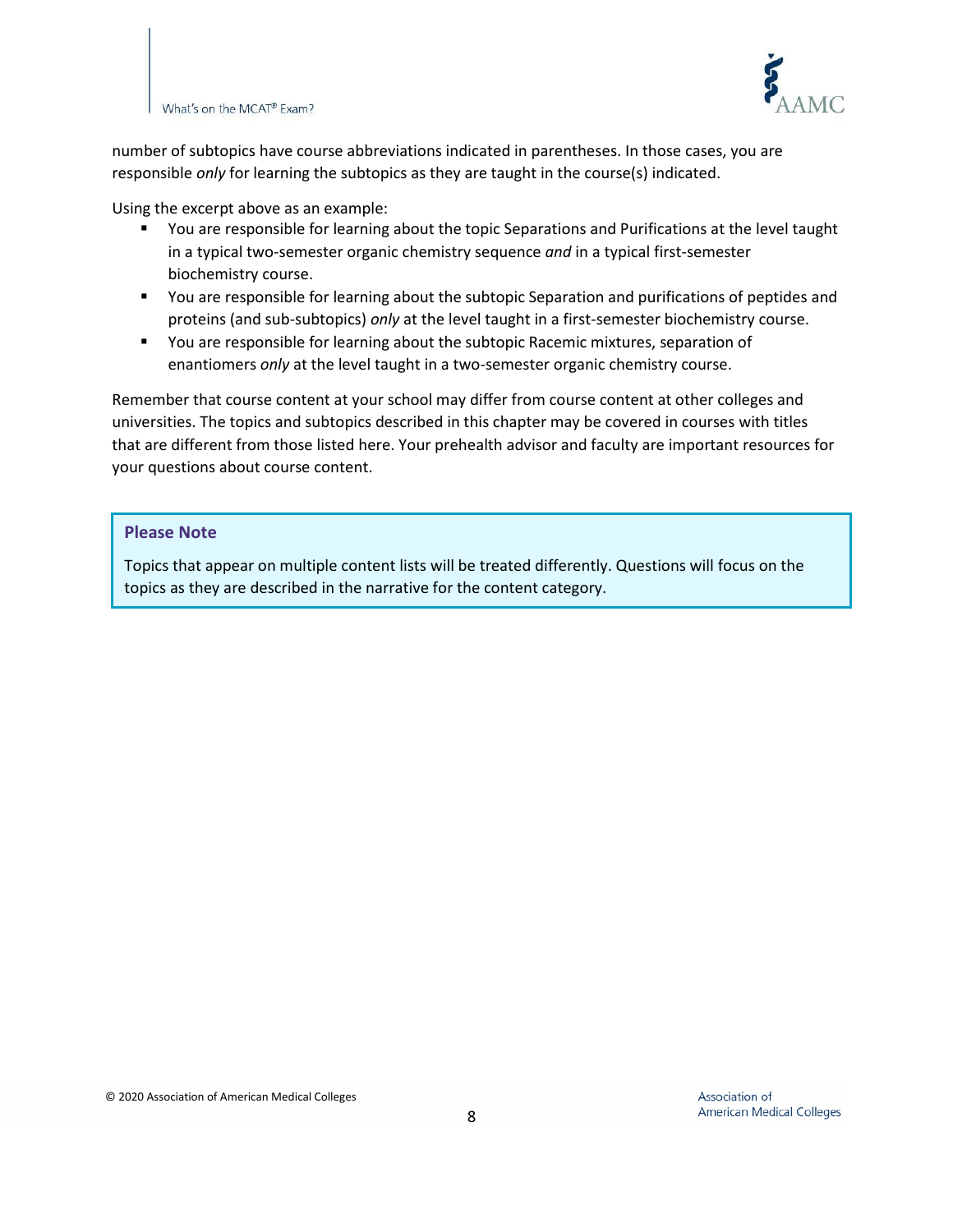number of subtopics have course abbreviations indicated in parentheses. In those cases, you are responsible *only* for learning the subtopics as they are taught in the course(s) indicated.

Using the excerpt above as an example:

- You are responsible for learning about the topic Separations and Purifications at the level taught in a typical two-semester organic chemistry sequence *and* in a typical first-semester biochemistry course.
- You are responsible for learning about the subtopic Separation and purifications of peptides and proteins (and sub-subtopics) *only* at the level taught in a first-semester biochemistry course.
- You are responsible for learning about the subtopic Racemic mixtures, separation of enantiomers *only* at the level taught in a two-semester organic chemistry course.

Remember that course content at your school may differ from course content at other colleges and universities. The topics and subtopics described in this chapter may be covered in courses with titles that are different from those listed here. Your prehealth advisor and faculty are important resources for your questions about course content.

**Please Note**

Topics that appear on multiple content lists will be treated differently. Questions will focus on the topics as they are described in the narrative for the content category.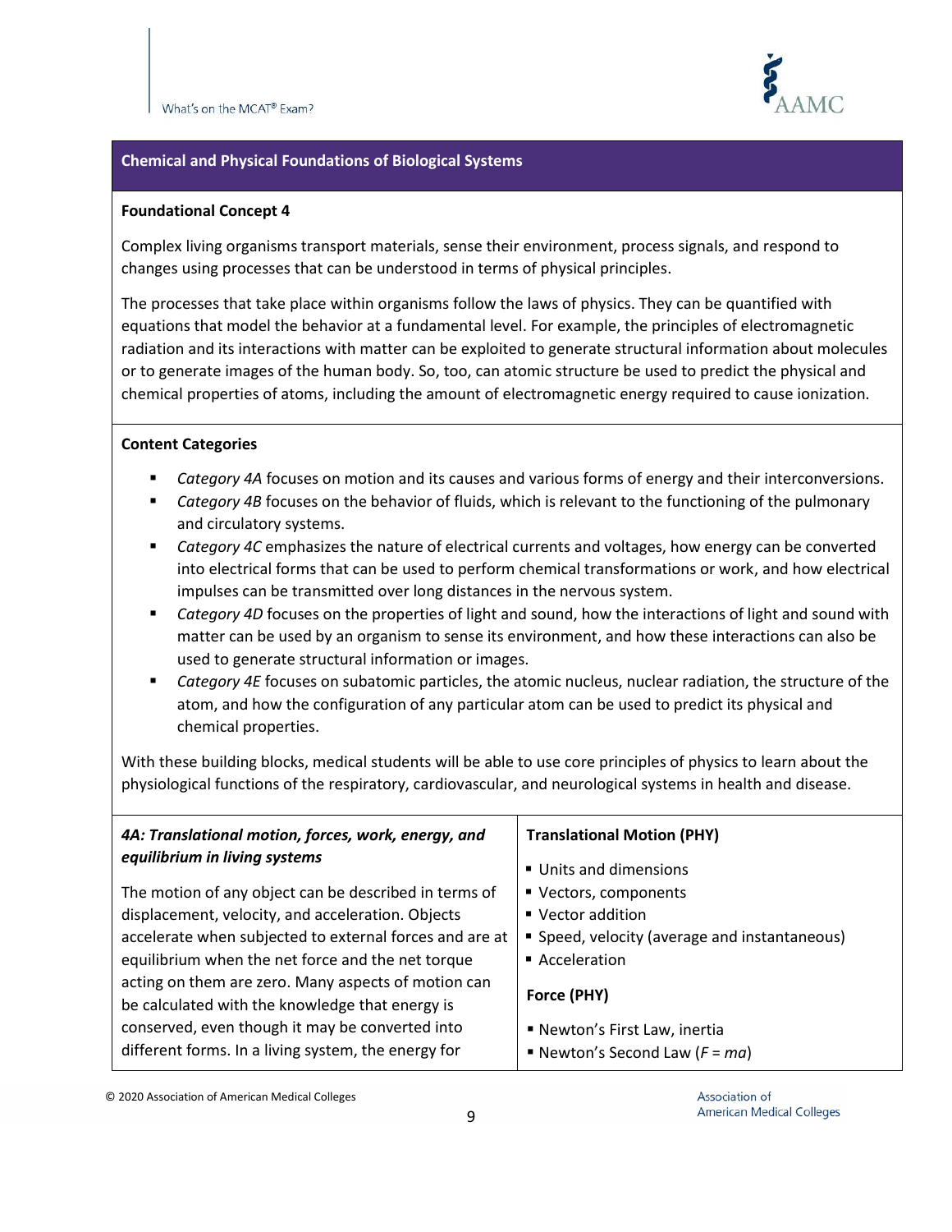## Chemical and Physical Foundations of Biological Systems

### Foundational Concept 4

Complex living organisms transport materials, sense their environment, process signals, and respond to changes using processes that can be understood in terms of physical principles.

The processes that take place within organisms follow the laws of physics. They can be quantified with equations that model the behavior at a fundamental level. For example, the principles of electromagnetic radiation and its interactions with matter can be exploited to generate structural information about molecules or to generate images of the human body. So, too, can atomic structure be used to predict the physical and chemical properties of atoms, including the amount of electromagnetic energy required to cause ionization.

### Content Categories

- *Category 4A* focuses on motion and its causes and various forms of energy and their interconversions.
- *Category 4B* focuses on the behavior of fluids, which is relevant to the functioning of the pulmonary and circulatory systems.
- *Category 4C* emphasizes the nature of electrical currents and voltages, how energy can be converted into electrical forms that can be used to perform chemical transformations or work, and how electrical impulses can be transmitted over long distances in the nervous system.
- *Category 4D* focuses on the properties of light and sound, how the interactions of light and sound with matter can be used by an organism to sense its environment, and how these interactions can also be used to generate structural information or images.
- *Category 4E* focuses on subatomic particles, the atomic nucleus, nuclear radiation, the structure of the atom, and how the configuration of any particular atom can be used to predict its physical and chemical properties.

With these building blocks, medical students will be able to use core principles of physics to learn about the physiological functions of the respiratory, cardiovascular, and neurological systems in health and disease.

| ***4A: Translational motion, forces, work, energy, and equilibrium in living systems*** | **Translational Motion (PHY)** |
|---|---|
| The motion of any object can be described in terms of displacement, velocity, and acceleration. Objects accelerate when subjected to external forces and are at equilibrium when the net force and the net torque acting on them are zero. Many aspects of motion can be calculated with the knowledge that energy is conserved, even though it may be converted into different forms. In a living system, the energy for | ▪ Units and dimensions<br>▪ Vectors, components<br>▪ Vector addition<br>▪ Speed, velocity (average and instantaneous)<br>▪ Acceleration<br><br>**Force (PHY)**<br><br>▪ Newton's First Law, inertia<br>▪ Newton's Second Law ($F = ma$) |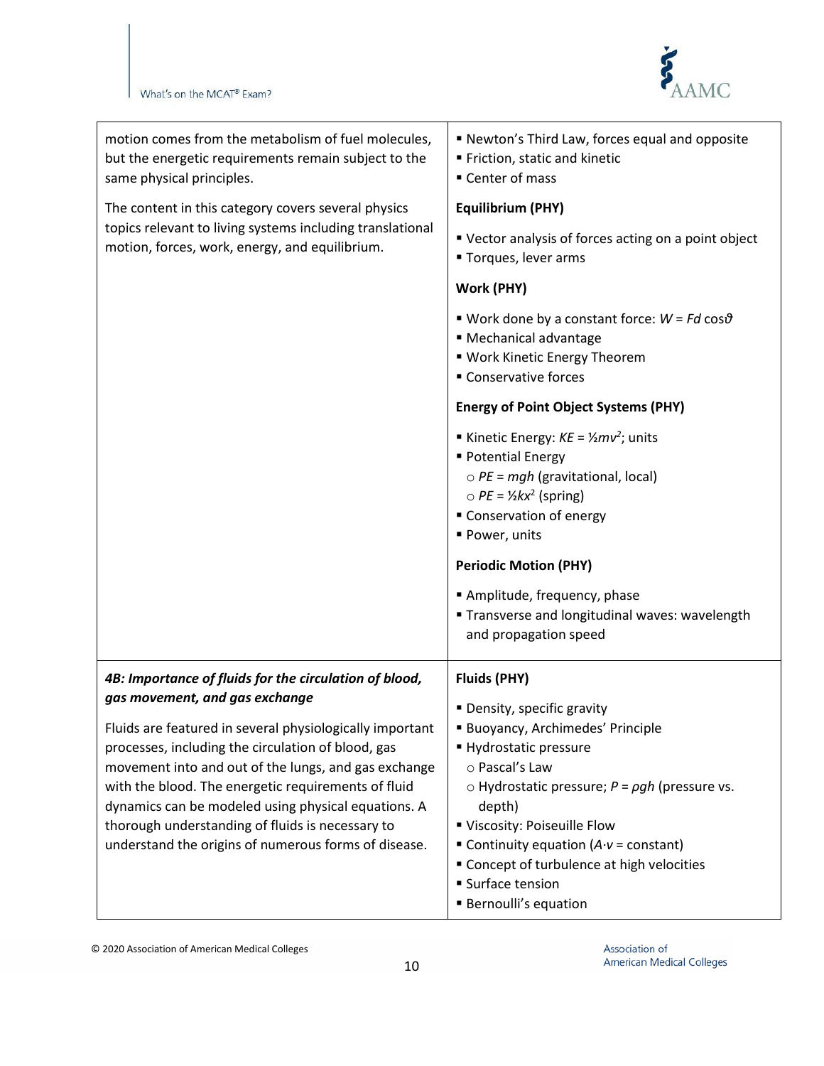| | |
|---|---|
| motion comes from the metabolism of fuel molecules, but the energetic requirements remain subject to the same physical principles.<br><br>The content in this category covers several physics topics relevant to living systems including translational motion, forces, work, energy, and equilibrium. | ▪ Newton's Third Law, forces equal and opposite<br>▪ Friction, static and kinetic<br>▪ Center of mass<br><br>**Equilibrium (PHY)**<br><br>▪ Vector analysis of forces acting on a point object<br>▪ Torques, lever arms<br><br>**Work (PHY)**<br><br>▪ Work done by a constant force: $W = Fd \cos\vartheta$<br>▪ Mechanical advantage<br>▪ Work Kinetic Energy Theorem<br>▪ Conservative forces<br><br>**Energy of Point Object Systems (PHY)**<br><br>▪ Kinetic Energy: $KE = ½mv^2$; units<br>▪ Potential Energy<br>○ $PE = mgh$ (gravitational, local)<br>○ $PE = ½kx^2$ (spring)<br>▪ Conservation of energy<br>▪ Power, units<br><br>**Periodic Motion (PHY)**<br><br>▪ Amplitude, frequency, phase<br>▪ Transverse and longitudinal waves: wavelength and propagation speed |
| ***4B: Importance of fluids for the circulation of blood, gas movement, and gas exchange***<br><br>Fluids are featured in several physiologically important processes, including the circulation of blood, gas movement into and out of the lungs, and gas exchange with the blood. The energetic requirements of fluid dynamics can be modeled using physical equations. A thorough understanding of fluids is necessary to understand the origins of numerous forms of disease. | **Fluids (PHY)**<br><br>▪ Density, specific gravity<br>▪ Buoyancy, Archimedes' Principle<br>▪ Hydrostatic pressure<br>○ Pascal's Law<br>○ Hydrostatic pressure; $P = \rho gh$ (pressure vs. depth)<br>▪ Viscosity: Poiseuille Flow<br>▪ Continuity equation ($A \cdot v$ = constant)<br>▪ Concept of turbulence at high velocities<br>▪ Surface tension<br>▪ Bernoulli's equation |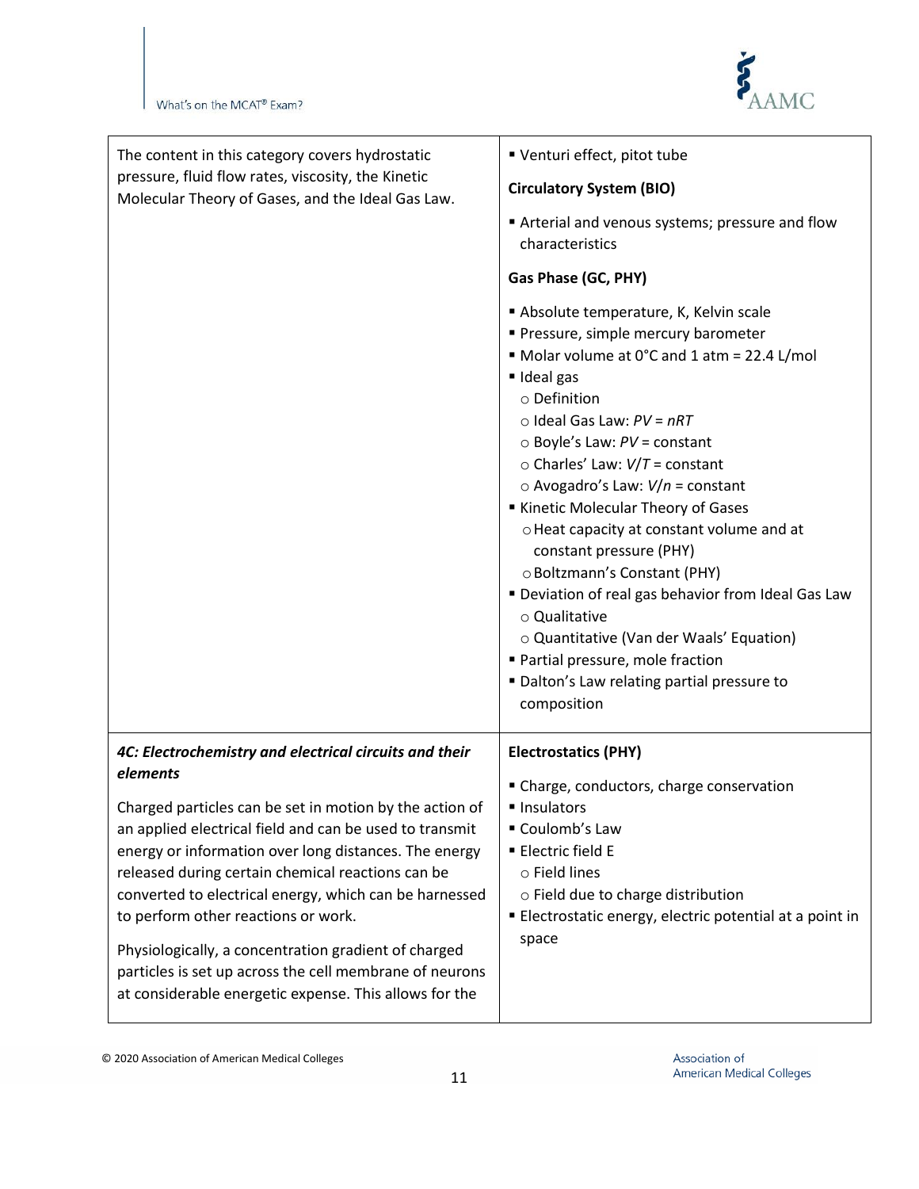| | |
|---|---|
| The content in this category covers hydrostatic pressure, fluid flow rates, viscosity, the Kinetic Molecular Theory of Gases, and the Ideal Gas Law. | ▪ Venturi effect, pitot tube<br><br>**Circulatory System (BIO)**<br><br>▪ Arterial and venous systems; pressure and flow characteristics<br><br>**Gas Phase (GC, PHY)**<br><br>▪ Absolute temperature, K, Kelvin scale<br>▪ Pressure, simple mercury barometer<br>▪ Molar volume at 0°C and 1 atm = 22.4 L/mol<br>▪ Ideal gas<br>○ Definition<br>○ Ideal Gas Law: $PV = nRT$<br>○ Boyle's Law: $PV$ = constant<br>○ Charles' Law: $V/T$ = constant<br>○ Avogadro's Law: $V/n$ = constant<br>▪ Kinetic Molecular Theory of Gases<br>○ Heat capacity at constant volume and at constant pressure (PHY)<br>○ Boltzmann's Constant (PHY)<br>▪ Deviation of real gas behavior from Ideal Gas Law<br>○ Qualitative<br>○ Quantitative (Van der Waals' Equation)<br>▪ Partial pressure, mole fraction<br>▪ Dalton's Law relating partial pressure to composition |
| ***4C: Electrochemistry and electrical circuits and their elements***<br><br>Charged particles can be set in motion by the action of an applied electrical field and can be used to transmit energy or information over long distances. The energy released during certain chemical reactions can be converted to electrical energy, which can be harnessed to perform other reactions or work.<br><br>Physiologically, a concentration gradient of charged particles is set up across the cell membrane of neurons at considerable energetic expense. This allows for the | **Electrostatics (PHY)**<br><br>▪ Charge, conductors, charge conservation<br>▪ Insulators<br>▪ Coulomb's Law<br>▪ Electric field E<br>○ Field lines<br>○ Field due to charge distribution<br>▪ Electrostatic energy, electric potential at a point in space |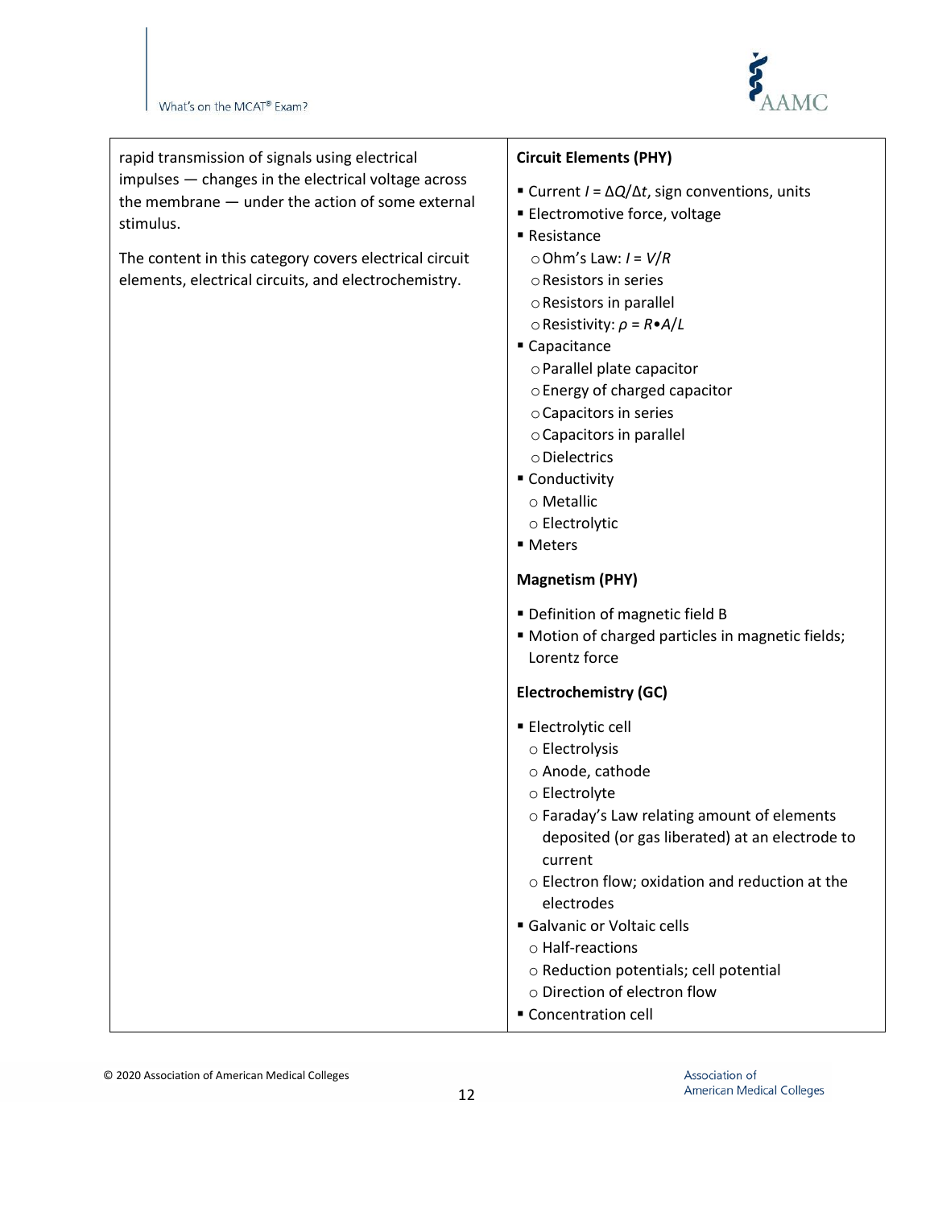rapid transmission of signals using electrical impulses — changes in the electrical voltage across the membrane — under the action of some external stimulus.

The content in this category covers electrical circuit elements, electrical circuits, and electrochemistry.

**Circuit Elements (PHY)**

- Current $I = \Delta Q/\Delta t$, sign conventions, units
- Electromotive force, voltage
- Resistance
  - Ohm's Law: $I = V/R$
  - Resistors in series
  - Resistors in parallel
  - Resistivity: $\rho = R \bullet A/L$
- Capacitance
  - Parallel plate capacitor
  - Energy of charged capacitor
  - Capacitors in series
  - Capacitors in parallel
  - Dielectrics
- Conductivity
  - Metallic
  - Electrolytic
- Meters

**Magnetism (PHY)**

- Definition of magnetic field B
- Motion of charged particles in magnetic fields; Lorentz force

**Electrochemistry (GC)**

- Electrolytic cell
  - Electrolysis
  - Anode, cathode
  - Electrolyte
  - Faraday's Law relating amount of elements deposited (or gas liberated) at an electrode to current
  - Electron flow; oxidation and reduction at the electrodes
- Galvanic or Voltaic cells
  - Half-reactions
  - Reduction potentials; cell potential
  - Direction of electron flow
- Concentration cell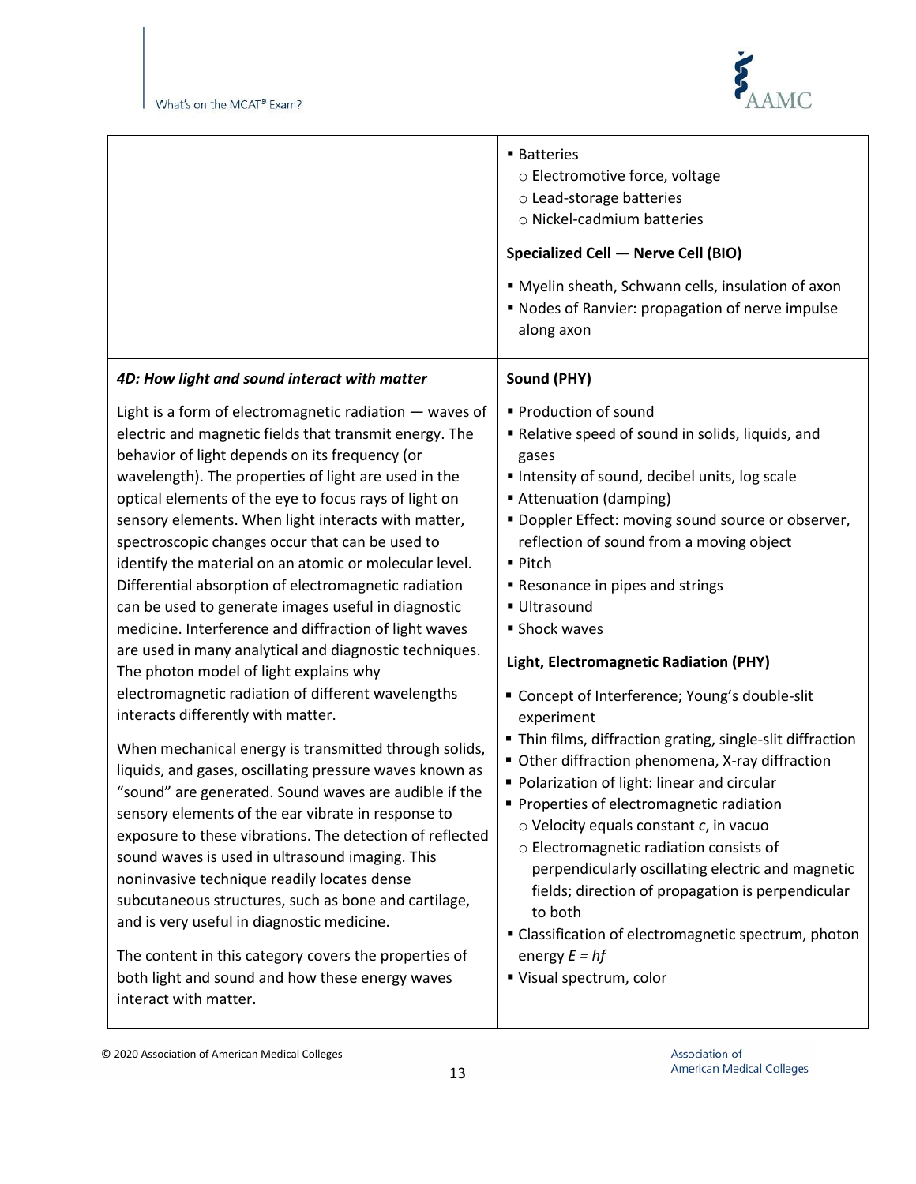|  |  |
|---|---|
|  | ▪ Batteries<br>○ Electromotive force, voltage<br>○ Lead-storage batteries<br>○ Nickel-cadmium batteries<br><br>**Specialized Cell — Nerve Cell (BIO)**<br><br>▪ Myelin sheath, Schwann cells, insulation of axon<br>▪ Nodes of Ranvier: propagation of nerve impulse along axon |
| ***4D: How light and sound interact with matter***<br><br>Light is a form of electromagnetic radiation — waves of electric and magnetic fields that transmit energy. The behavior of light depends on its frequency (or wavelength). The properties of light are used in the optical elements of the eye to focus rays of light on sensory elements. When light interacts with matter, spectroscopic changes occur that can be used to identify the material on an atomic or molecular level. Differential absorption of electromagnetic radiation can be used to generate images useful in diagnostic medicine. Interference and diffraction of light waves are used in many analytical and diagnostic techniques. The photon model of light explains why electromagnetic radiation of different wavelengths interacts differently with matter.<br><br>When mechanical energy is transmitted through solids, liquids, and gases, oscillating pressure waves known as "sound" are generated. Sound waves are audible if the sensory elements of the ear vibrate in response to exposure to these vibrations. The detection of reflected sound waves is used in ultrasound imaging. This noninvasive technique readily locates dense subcutaneous structures, such as bone and cartilage, and is very useful in diagnostic medicine.<br><br>The content in this category covers the properties of both light and sound and how these energy waves interact with matter. | **Sound (PHY)**<br><br>▪ Production of sound<br>▪ Relative speed of sound in solids, liquids, and gases<br>▪ Intensity of sound, decibel units, log scale<br>▪ Attenuation (damping)<br>▪ Doppler Effect: moving sound source or observer, reflection of sound from a moving object<br>▪ Pitch<br>▪ Resonance in pipes and strings<br>▪ Ultrasound<br>▪ Shock waves<br><br>**Light, Electromagnetic Radiation (PHY)**<br><br>▪ Concept of Interference; Young's double-slit experiment<br>▪ Thin films, diffraction grating, single-slit diffraction<br>▪ Other diffraction phenomena, X-ray diffraction<br>▪ Polarization of light: linear and circular<br>▪ Properties of electromagnetic radiation<br>○ Velocity equals constant $c$, in vacuo<br>○ Electromagnetic radiation consists of perpendicularly oscillating electric and magnetic fields; direction of propagation is perpendicular to both<br>▪ Classification of electromagnetic spectrum, photon energy $E = hf$<br>▪ Visual spectrum, color |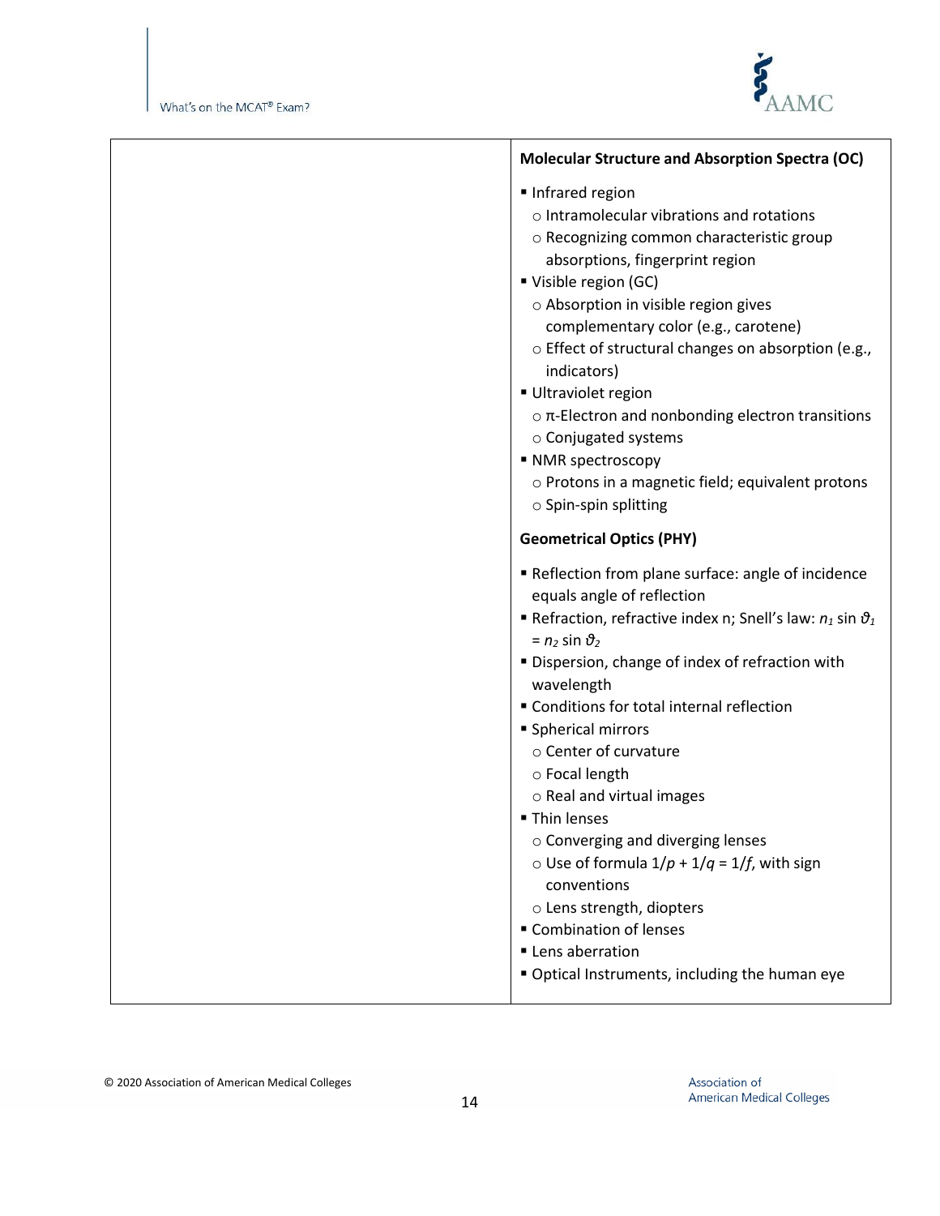**Molecular Structure and Absorption Spectra (OC)**

- Infrared region
  - Intramolecular vibrations and rotations
  - Recognizing common characteristic group absorptions, fingerprint region
- Visible region (GC)
  - Absorption in visible region gives complementary color (e.g., carotene)
  - Effect of structural changes on absorption (e.g., indicators)
- Ultraviolet region
  - π-Electron and nonbonding electron transitions
  - Conjugated systems
- NMR spectroscopy
  - Protons in a magnetic field; equivalent protons
  - Spin-spin splitting

**Geometrical Optics (PHY)**

- Reflection from plane surface: angle of incidence equals angle of reflection
- Refraction, refractive index n; Snell's law: $n_1 \sin \vartheta_1 = n_2 \sin \vartheta_2$
- Dispersion, change of index of refraction with wavelength
- Conditions for total internal reflection
- Spherical mirrors
  - Center of curvature
  - Focal length
  - Real and virtual images
- Thin lenses
  - Converging and diverging lenses
  - Use of formula $1/p + 1/q = 1/f$, with sign conventions
  - Lens strength, diopters
- Combination of lenses
- Lens aberration
- Optical Instruments, including the human eye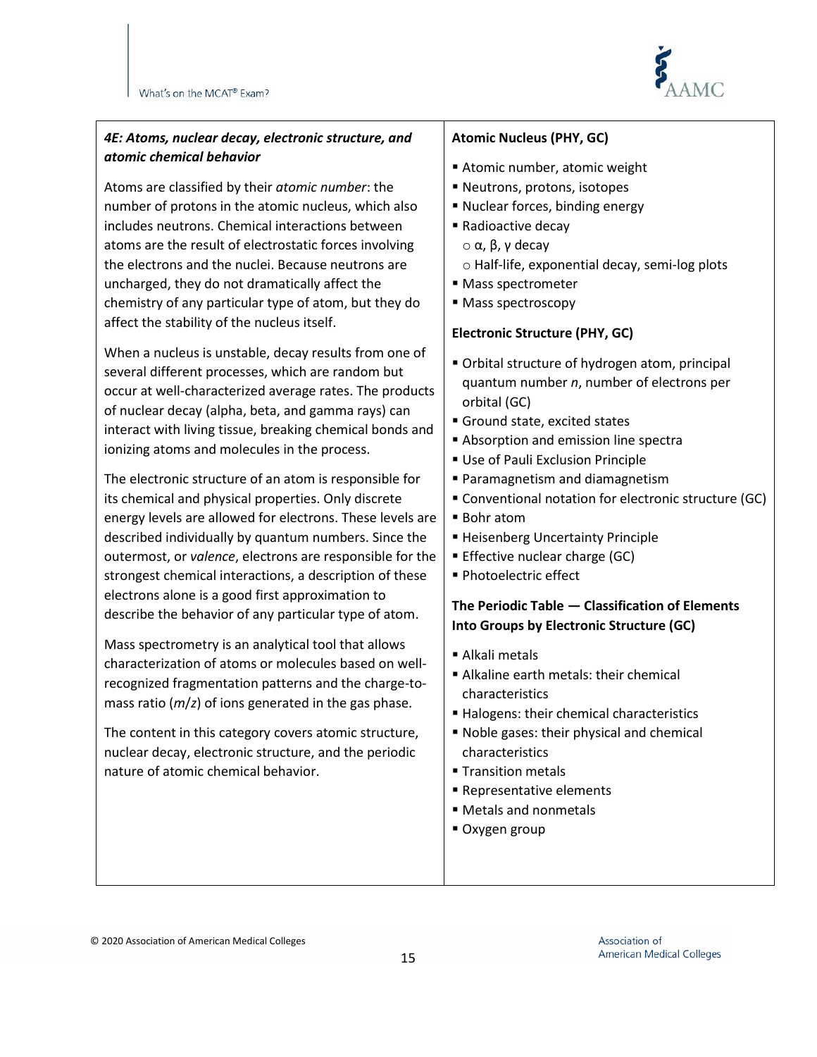### *4E: Atoms, nuclear decay, electronic structure, and atomic chemical behavior*

Atoms are classified by their *atomic number*: the number of protons in the atomic nucleus, which also includes neutrons. Chemical interactions between atoms are the result of electrostatic forces involving the electrons and the nuclei. Because neutrons are uncharged, they do not dramatically affect the chemistry of any particular type of atom, but they do affect the stability of the nucleus itself.

When a nucleus is unstable, decay results from one of several different processes, which are random but occur at well-characterized average rates. The products of nuclear decay (alpha, beta, and gamma rays) can interact with living tissue, breaking chemical bonds and ionizing atoms and molecules in the process.

The electronic structure of an atom is responsible for its chemical and physical properties. Only discrete energy levels are allowed for electrons. These levels are described individually by quantum numbers. Since the outermost, or *valence*, electrons are responsible for the strongest chemical interactions, a description of these electrons alone is a good first approximation to describe the behavior of any particular type of atom.

Mass spectrometry is an analytical tool that allows characterization of atoms or molecules based on well-recognized fragmentation patterns and the charge-to-mass ratio ($m/z$) of ions generated in the gas phase.

The content in this category covers atomic structure, nuclear decay, electronic structure, and the periodic nature of atomic chemical behavior.

**Atomic Nucleus (PHY, GC)**

- Atomic number, atomic weight
- Neutrons, protons, isotopes
- Nuclear forces, binding energy
- Radioactive decay
  - $\alpha$, $\beta$, $\gamma$ decay
  - Half-life, exponential decay, semi-log plots
- Mass spectrometer
- Mass spectroscopy

**Electronic Structure (PHY, GC)**

- Orbital structure of hydrogen atom, principal quantum number $n$, number of electrons per orbital (GC)
- Ground state, excited states
- Absorption and emission line spectra
- Use of Pauli Exclusion Principle
- Paramagnetism and diamagnetism
- Conventional notation for electronic structure (GC)
- Bohr atom
- Heisenberg Uncertainty Principle
- Effective nuclear charge (GC)
- Photoelectric effect

**The Periodic Table — Classification of Elements Into Groups by Electronic Structure (GC)**

- Alkali metals
- Alkaline earth metals: their chemical characteristics
- Halogens: their chemical characteristics
- Noble gases: their physical and chemical characteristics
- Transition metals
- Representative elements
- Metals and nonmetals
- Oxygen group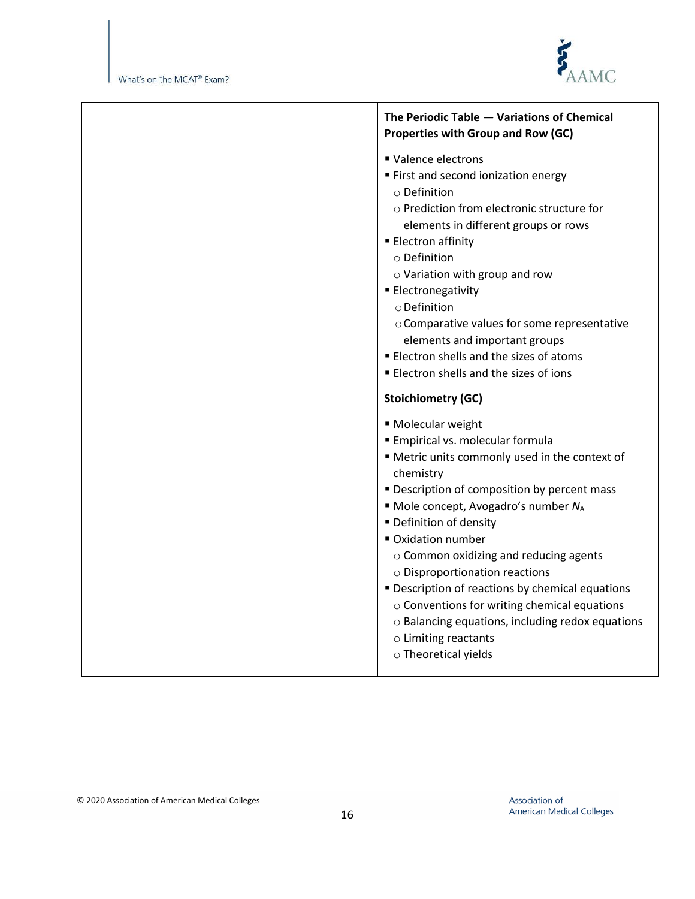| | **The Periodic Table — Variations of Chemical Properties with Group and Row (GC)**<br><br>▪ Valence electrons<br>▪ First and second ionization energy<br>&nbsp;&nbsp;○ Definition<br>&nbsp;&nbsp;○ Prediction from electronic structure for elements in different groups or rows<br>▪ Electron affinity<br>&nbsp;&nbsp;○ Definition<br>&nbsp;&nbsp;○ Variation with group and row<br>▪ Electronegativity<br>&nbsp;&nbsp;○ Definition<br>&nbsp;&nbsp;○ Comparative values for some representative elements and important groups<br>▪ Electron shells and the sizes of atoms<br>▪ Electron shells and the sizes of ions<br><br>**Stoichiometry (GC)**<br><br>▪ Molecular weight<br>▪ Empirical vs. molecular formula<br>▪ Metric units commonly used in the context of chemistry<br>▪ Description of composition by percent mass<br>▪ Mole concept, Avogadro's number $N_A$<br>▪ Definition of density<br>▪ Oxidation number<br>&nbsp;&nbsp;○ Common oxidizing and reducing agents<br>&nbsp;&nbsp;○ Disproportionation reactions<br>▪ Description of reactions by chemical equations<br>&nbsp;&nbsp;○ Conventions for writing chemical equations<br>&nbsp;&nbsp;○ Balancing equations, including redox equations<br>&nbsp;&nbsp;○ Limiting reactants<br>&nbsp;&nbsp;○ Theoretical yields |
|---|---|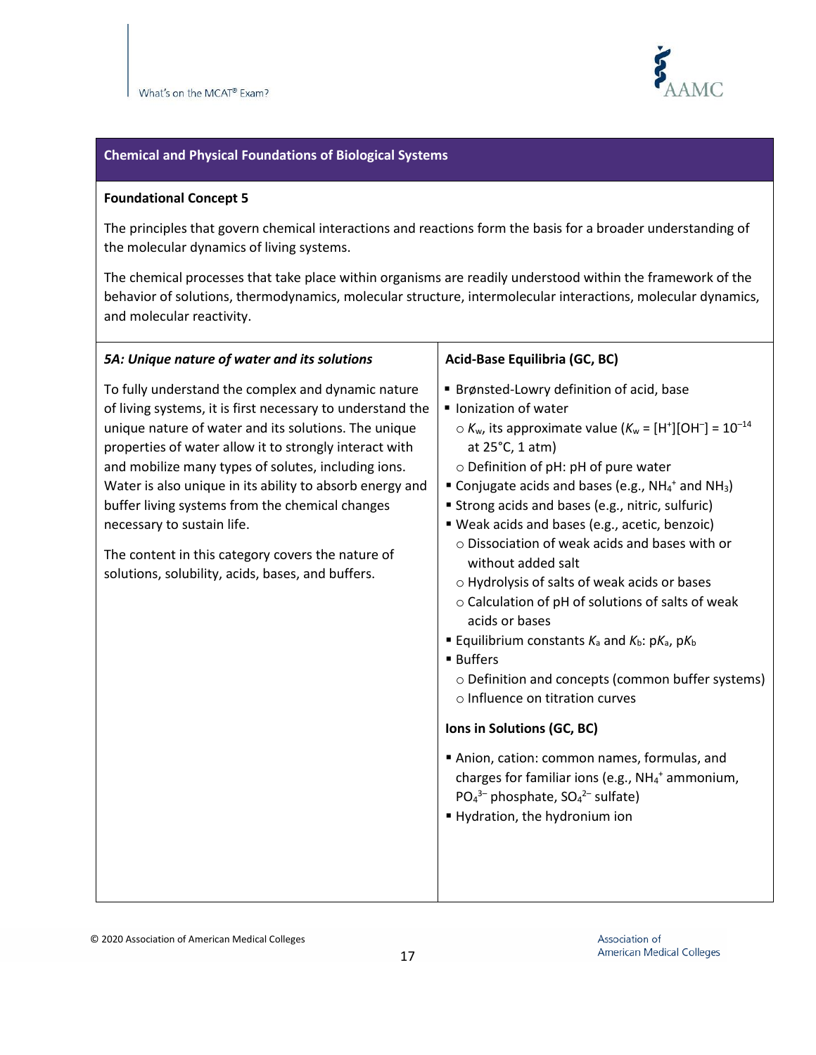## Chemical and Physical Foundations of Biological Systems

### Foundational Concept 5

The principles that govern chemical interactions and reactions form the basis for a broader understanding of the molecular dynamics of living systems.

The chemical processes that take place within organisms are readily understood within the framework of the behavior of solutions, thermodynamics, molecular structure, intermolecular interactions, molecular dynamics, and molecular reactivity.

#### *5A: Unique nature of water and its solutions*

To fully understand the complex and dynamic nature of living systems, it is first necessary to understand the unique nature of water and its solutions. The unique properties of water allow it to strongly interact with and mobilize many types of solutes, including ions. Water is also unique in its ability to absorb energy and buffer living systems from the chemical changes necessary to sustain life.

The content in this category covers the nature of solutions, solubility, acids, bases, and buffers.

**Acid-Base Equilibria (GC, BC)**

- Brønsted-Lowry definition of acid, base
- Ionization of water
  - $K_w$, its approximate value ($K_w = [H^+][OH^-] = 10^{-14}$ at 25°C, 1 atm)
  - Definition of pH: pH of pure water
- Conjugate acids and bases (e.g., $NH_4^+$ and $NH_3$)
- Strong acids and bases (e.g., nitric, sulfuric)
- Weak acids and bases (e.g., acetic, benzoic)
  - Dissociation of weak acids and bases with or without added salt
  - Hydrolysis of salts of weak acids or bases
  - Calculation of pH of solutions of salts of weak acids or bases
- Equilibrium constants $K_a$ and $K_b$: $pK_a$, $pK_b$
- Buffers
  - Definition and concepts (common buffer systems)
  - Influence on titration curves

**Ions in Solutions (GC, BC)**

- Anion, cation: common names, formulas, and charges for familiar ions (e.g., $NH_4^+$ ammonium, $PO_4^{3-}$ phosphate, $SO_4^{2-}$ sulfate)
- Hydration, the hydronium ion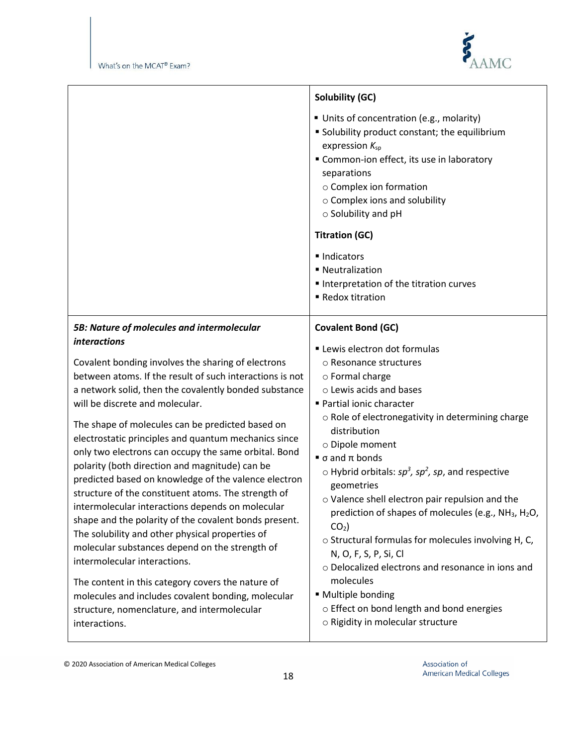**Solubility (GC)**

- Units of concentration (e.g., molarity)
- Solubility product constant; the equilibrium expression $K_{sp}$
- Common-ion effect, its use in laboratory separations
  - Complex ion formation
  - Complex ions and solubility
  - Solubility and pH

**Titration (GC)**

- Indicators
- Neutralization
- Interpretation of the titration curves
- Redox titration

***5B: Nature of molecules and intermolecular interactions***

Covalent bonding involves the sharing of electrons between atoms. If the result of such interactions is not a network solid, then the covalently bonded substance will be discrete and molecular.

The shape of molecules can be predicted based on electrostatic principles and quantum mechanics since only two electrons can occupy the same orbital. Bond polarity (both direction and magnitude) can be predicted based on knowledge of the valence electron structure of the constituent atoms. The strength of intermolecular interactions depends on molecular shape and the polarity of the covalent bonds present. The solubility and other physical properties of molecular substances depend on the strength of intermolecular interactions.

The content in this category covers the nature of molecules and includes covalent bonding, molecular structure, nomenclature, and intermolecular interactions.

**Covalent Bond (GC)**

- Lewis electron dot formulas
  - Resonance structures
  - Formal charge
  - Lewis acids and bases
- Partial ionic character
  - Role of electronegativity in determining charge distribution
  - Dipole moment
- σ and π bonds
  - Hybrid orbitals: $sp^3$, $sp^2$, $sp$, and respective geometries
  - Valence shell electron pair repulsion and the prediction of shapes of molecules (e.g., $NH_3$, $H_2O$, $CO_2$)
  - Structural formulas for molecules involving H, C, N, O, F, S, P, Si, Cl
  - Delocalized electrons and resonance in ions and molecules
- Multiple bonding
  - Effect on bond length and bond energies
  - Rigidity in molecular structure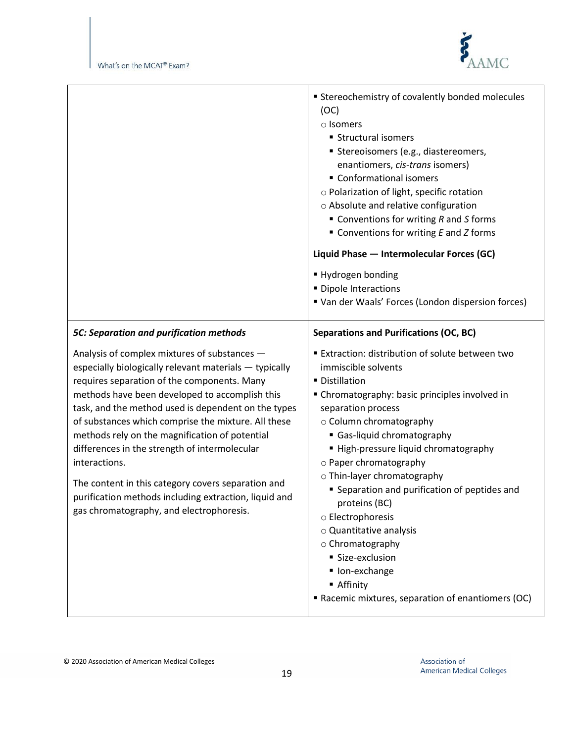| | |
|---|---|
| | ▪ Stereochemistry of covalently bonded molecules (OC)<br>○ Isomers<br>▪ Structural isomers<br>▪ Stereoisomers (e.g., diastereomers, enantiomers, *cis-trans* isomers)<br>▪ Conformational isomers<br>○ Polarization of light, specific rotation<br>○ Absolute and relative configuration<br>▪ Conventions for writing *R* and *S* forms<br>▪ Conventions for writing *E* and *Z* forms<br><br>**Liquid Phase — Intermolecular Forces (GC)**<br><br>▪ Hydrogen bonding<br>▪ Dipole Interactions<br>▪ Van der Waals' Forces (London dispersion forces) |
| ***5C: Separation and purification methods***<br><br>Analysis of complex mixtures of substances — especially biologically relevant materials — typically requires separation of the components. Many methods have been developed to accomplish this task, and the method used is dependent on the types of substances which comprise the mixture. All these methods rely on the magnification of potential differences in the strength of intermolecular interactions.<br><br>The content in this category covers separation and purification methods including extraction, liquid and gas chromatography, and electrophoresis. | **Separations and Purifications (OC, BC)**<br><br>▪ Extraction: distribution of solute between two immiscible solvents<br>▪ Distillation<br>▪ Chromatography: basic principles involved in separation process<br>○ Column chromatography<br>▪ Gas-liquid chromatography<br>▪ High-pressure liquid chromatography<br>○ Paper chromatography<br>○ Thin-layer chromatography<br>▪ Separation and purification of peptides and proteins (BC)<br>○ Electrophoresis<br>○ Quantitative analysis<br>○ Chromatography<br>▪ Size-exclusion<br>▪ Ion-exchange<br>▪ Affinity<br>▪ Racemic mixtures, separation of enantiomers (OC) |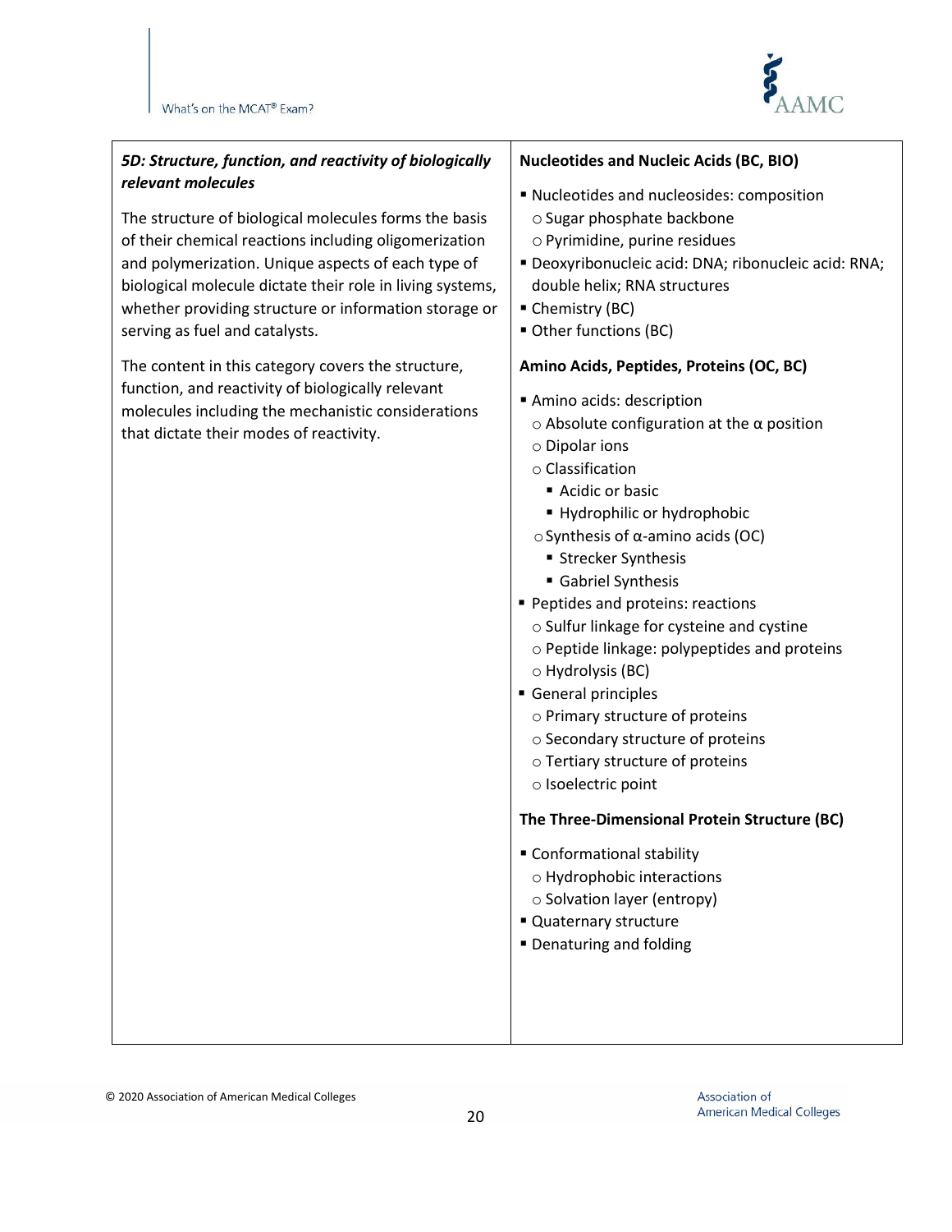***5D: Structure, function, and reactivity of biologically relevant molecules***

The structure of biological molecules forms the basis of their chemical reactions including oligomerization and polymerization. Unique aspects of each type of biological molecule dictate their role in living systems, whether providing structure or information storage or serving as fuel and catalysts.

The content in this category covers the structure, function, and reactivity of biologically relevant molecules including the mechanistic considerations that dictate their modes of reactivity.

**Nucleotides and Nucleic Acids (BC, BIO)**

- Nucleotides and nucleosides: composition
  - Sugar phosphate backbone
  - Pyrimidine, purine residues
- Deoxyribonucleic acid: DNA; ribonucleic acid: RNA; double helix; RNA structures
- Chemistry (BC)
- Other functions (BC)

**Amino Acids, Peptides, Proteins (OC, BC)**

- Amino acids: description
  - Absolute configuration at the α position
  - Dipolar ions
  - Classification
    - Acidic or basic
    - Hydrophilic or hydrophobic
  - Synthesis of α-amino acids (OC)
    - Strecker Synthesis
    - Gabriel Synthesis
- Peptides and proteins: reactions
  - Sulfur linkage for cysteine and cystine
  - Peptide linkage: polypeptides and proteins
  - Hydrolysis (BC)
- General principles
  - Primary structure of proteins
  - Secondary structure of proteins
  - Tertiary structure of proteins
  - Isoelectric point

**The Three-Dimensional Protein Structure (BC)**

- Conformational stability
  - Hydrophobic interactions
  - Solvation layer (entropy)
- Quaternary structure
- Denaturing and folding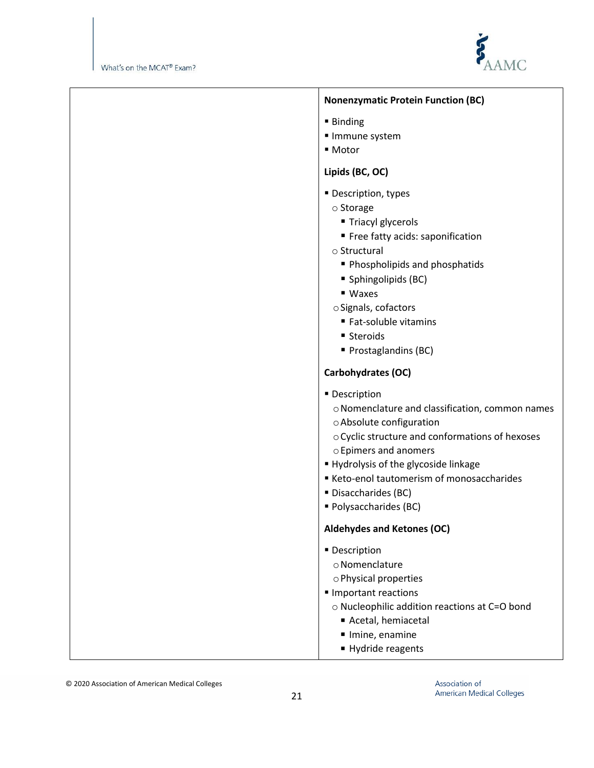| | |
|---|---|
| | **Nonenzymatic Protein Function (BC)**<br><br>- Binding<br>- Immune system<br>- Motor<br><br>**Lipids (BC, OC)**<br><br>- Description, types<br>  - Storage<br>    - Triacyl glycerols<br>    - Free fatty acids: saponification<br>  - Structural<br>    - Phospholipids and phosphatids<br>    - Sphingolipids (BC)<br>    - Waxes<br>  - Signals, cofactors<br>    - Fat-soluble vitamins<br>    - Steroids<br>    - Prostaglandins (BC)<br><br>**Carbohydrates (OC)**<br><br>- Description<br>  - Nomenclature and classification, common names<br>  - Absolute configuration<br>  - Cyclic structure and conformations of hexoses<br>  - Epimers and anomers<br>- Hydrolysis of the glycoside linkage<br>- Keto-enol tautomerism of monosaccharides<br>- Disaccharides (BC)<br>- Polysaccharides (BC)<br><br>**Aldehydes and Ketones (OC)**<br><br>- Description<br>  - Nomenclature<br>  - Physical properties<br>- Important reactions<br>  - Nucleophilic addition reactions at C=O bond<br>    - Acetal, hemiacetal<br>    - Imine, enamine<br>    - Hydride reagents |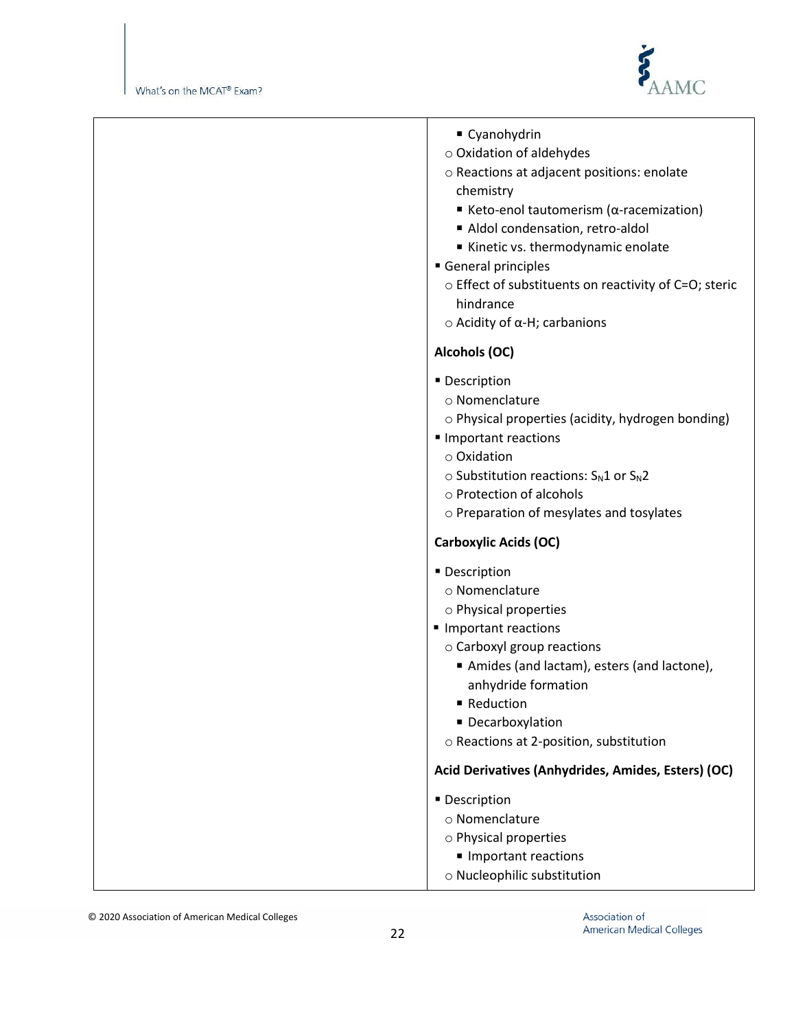|  |  |
|---|---|
|  | ▪ Cyanohydrin<br>○ Oxidation of aldehydes<br>○ Reactions at adjacent positions: enolate chemistry<br>▪ Keto-enol tautomerism (α-racemization)<br>▪ Aldol condensation, retro-aldol<br>▪ Kinetic vs. thermodynamic enolate<br>▪ General principles<br>○ Effect of substituents on reactivity of C=O; steric hindrance<br>○ Acidity of α-H; carbanions<br><br>**Alcohols (OC)**<br><br>▪ Description<br>○ Nomenclature<br>○ Physical properties (acidity, hydrogen bonding)<br>▪ Important reactions<br>○ Oxidation<br>○ Substitution reactions: $S_N1$ or $S_N2$<br>○ Protection of alcohols<br>○ Preparation of mesylates and tosylates<br><br>**Carboxylic Acids (OC)**<br><br>▪ Description<br>○ Nomenclature<br>○ Physical properties<br>▪ Important reactions<br>○ Carboxyl group reactions<br>▪ Amides (and lactam), esters (and lactone), anhydride formation<br>▪ Reduction<br>▪ Decarboxylation<br>○ Reactions at 2-position, substitution<br><br>**Acid Derivatives (Anhydrides, Amides, Esters) (OC)**<br><br>▪ Description<br>○ Nomenclature<br>○ Physical properties<br>▪ Important reactions<br>○ Nucleophilic substitution |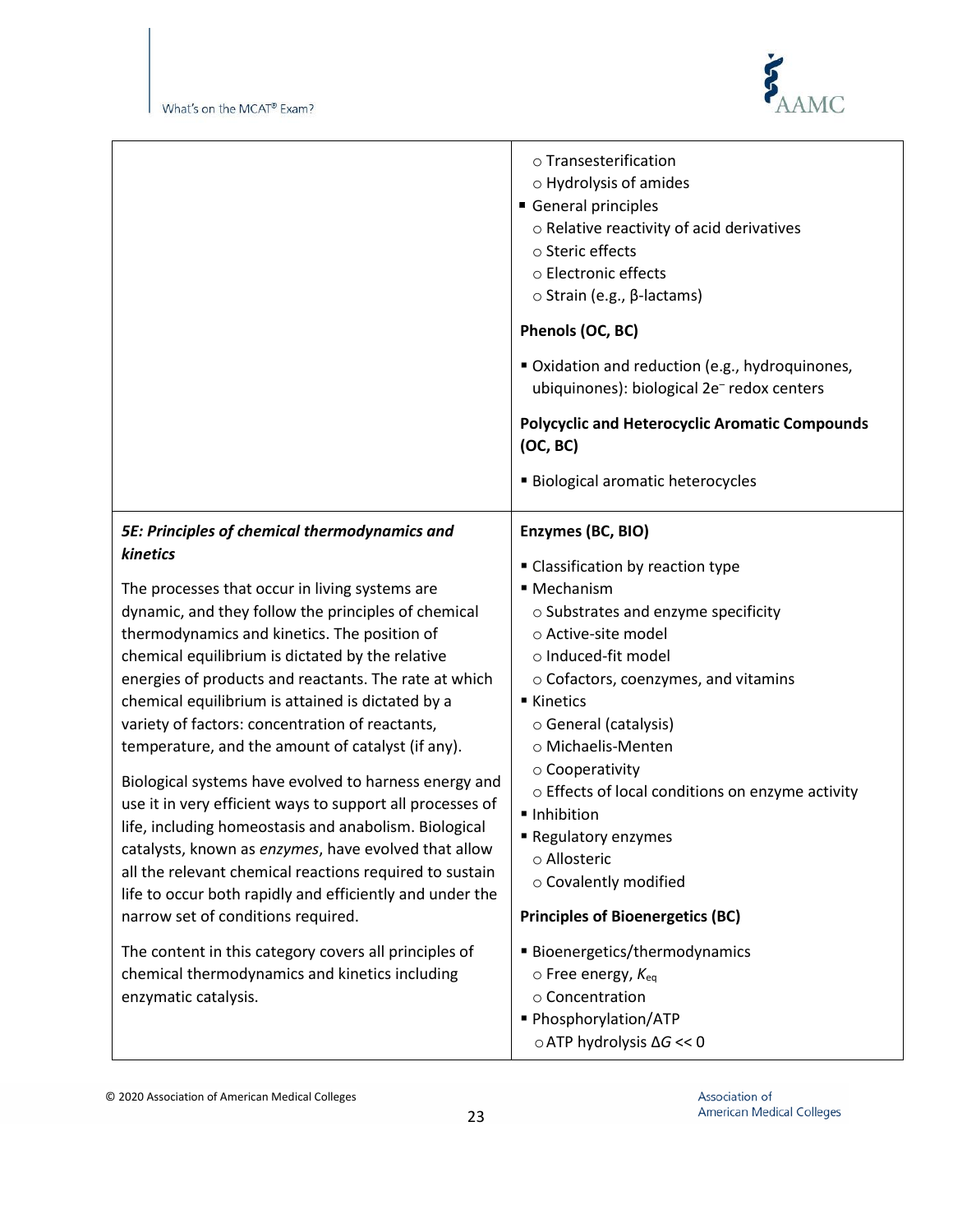| | |
|---|---|
| | ○ Transesterification<br>○ Hydrolysis of amides<br>▪ General principles<br>○ Relative reactivity of acid derivatives<br>○ Steric effects<br>○ Electronic effects<br>○ Strain (e.g., β-lactams)<br><br>**Phenols (OC, BC)**<br><br>▪ Oxidation and reduction (e.g., hydroquinones, ubiquinones): biological $2e^-$ redox centers<br><br>**Polycyclic and Heterocyclic Aromatic Compounds (OC, BC)**<br><br>▪ Biological aromatic heterocycles |
| ***5E: Principles of chemical thermodynamics and kinetics***<br><br>The processes that occur in living systems are dynamic, and they follow the principles of chemical thermodynamics and kinetics. The position of chemical equilibrium is dictated by the relative energies of products and reactants. The rate at which chemical equilibrium is attained is dictated by a variety of factors: concentration of reactants, temperature, and the amount of catalyst (if any).<br><br>Biological systems have evolved to harness energy and use it in very efficient ways to support all processes of life, including homeostasis and anabolism. Biological catalysts, known as *enzymes*, have evolved that allow all the relevant chemical reactions required to sustain life to occur both rapidly and efficiently and under the narrow set of conditions required.<br><br>The content in this category covers all principles of chemical thermodynamics and kinetics including enzymatic catalysis. | **Enzymes (BC, BIO)**<br><br>▪ Classification by reaction type<br>▪ Mechanism<br>○ Substrates and enzyme specificity<br>○ Active-site model<br>○ Induced-fit model<br>○ Cofactors, coenzymes, and vitamins<br>▪ Kinetics<br>○ General (catalysis)<br>○ Michaelis-Menten<br>○ Cooperativity<br>○ Effects of local conditions on enzyme activity<br>▪ Inhibition<br>▪ Regulatory enzymes<br>○ Allosteric<br>○ Covalently modified<br><br>**Principles of Bioenergetics (BC)**<br><br>▪ Bioenergetics/thermodynamics<br>○ Free energy, $K_{eq}$<br>○ Concentration<br>▪ Phosphorylation/ATP<br>○ ATP hydrolysis $\Delta G << 0$ |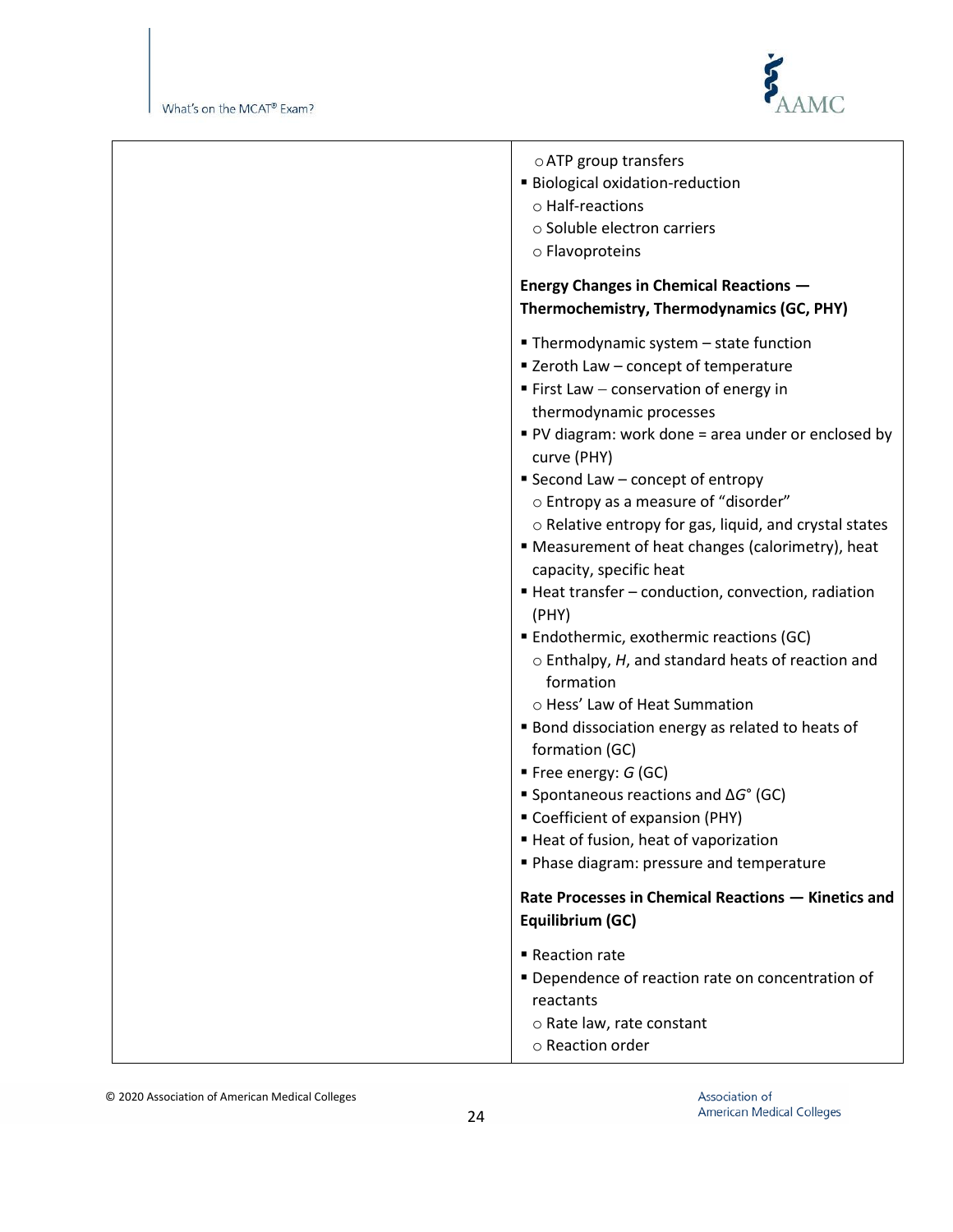- ATP group transfers
- Biological oxidation-reduction
  - Half-reactions
  - Soluble electron carriers
  - Flavoproteins

**Energy Changes in Chemical Reactions — Thermochemistry, Thermodynamics (GC, PHY)**

- Thermodynamic system – state function
- Zeroth Law – concept of temperature
- First Law – conservation of energy in thermodynamic processes
- PV diagram: work done = area under or enclosed by curve (PHY)
- Second Law – concept of entropy
  - Entropy as a measure of "disorder"
  - Relative entropy for gas, liquid, and crystal states
- Measurement of heat changes (calorimetry), heat capacity, specific heat
- Heat transfer – conduction, convection, radiation (PHY)
- Endothermic, exothermic reactions (GC)
  - Enthalpy, $H$, and standard heats of reaction and formation
  - Hess' Law of Heat Summation
- Bond dissociation energy as related to heats of formation (GC)
- Free energy: $G$ (GC)
- Spontaneous reactions and $\Delta G°$ (GC)
- Coefficient of expansion (PHY)
- Heat of fusion, heat of vaporization
- Phase diagram: pressure and temperature

**Rate Processes in Chemical Reactions — Kinetics and Equilibrium (GC)**

- Reaction rate
- Dependence of reaction rate on concentration of reactants
  - Rate law, rate constant
  - Reaction order